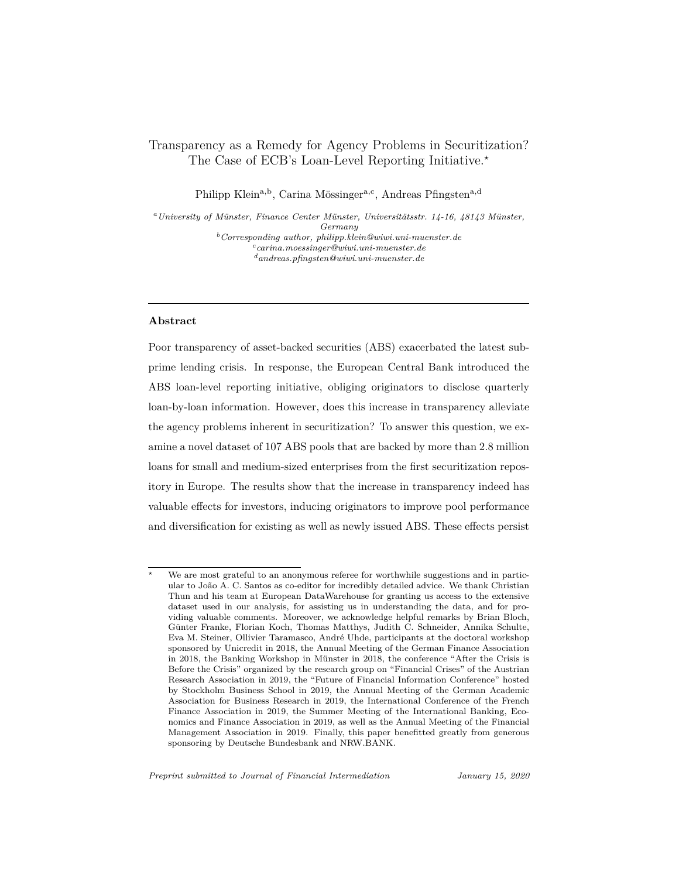# Transparency as a Remedy for Agency Problems in Securitization? The Case of ECB's Loan-Level Reporting Initiative.⋆

Philipp Klein[a,b], Carina Mössinger[a,c], Andreas Pfingsten[a,d]

[a] *University of Münster, Finance Center Münster, Universitätsstr. 14-16, 48143 Münster, Germany*
[b] *Corresponding author, philipp.klein@wiwi.uni-muenster.de*
[c] *carina.moessinger@wiwi.uni-muenster.de*
[d] *andreas.pfingsten@wiwi.uni-muenster.de*

---

## Abstract

Poor transparency of asset-backed securities (ABS) exacerbated the latest subprime lending crisis. In response, the European Central Bank introduced the ABS loan-level reporting initiative, obliging originators to disclose quarterly loan-by-loan information. However, does this increase in transparency alleviate the agency problems inherent in securitization? To answer this question, we examine a novel dataset of 107 ABS pools that are backed by more than 2.8 million loans for small and medium-sized enterprises from the first securitization repository in Europe. The results show that the increase in transparency indeed has valuable effects for investors, inducing originators to improve pool performance and diversification for existing as well as newly issued ABS. These effects persist

---

⋆ We are most grateful to an anonymous referee for worthwhile suggestions and in particular to João A. C. Santos as co-editor for incredibly detailed advice. We thank Christian Thun and his team at European DataWarehouse for granting us access to the extensive dataset used in our analysis, for assisting us in understanding the data, and for providing valuable comments. Moreover, we acknowledge helpful remarks by Brian Bloch, Günter Franke, Florian Koch, Thomas Matthys, Judith C. Schneider, Annika Schulte, Eva M. Steiner, Ollivier Taramasco, André Uhde, participants at the doctoral workshop sponsored by Unicredit in 2018, the Annual Meeting of the German Finance Association in 2018, the Banking Workshop in Münster in 2018, the conference "After the Crisis is Before the Crisis" organized by the research group on "Financial Crises" of the Austrian Research Association in 2019, the "Future of Financial Information Conference" hosted by Stockholm Business School in 2019, the Annual Meeting of the German Academic Association for Business Research in 2019, the International Conference of the French Finance Association in 2019, the Summer Meeting of the International Banking, Economics and Finance Association in 2019, as well as the Annual Meeting of the Financial Management Association in 2019. Finally, this paper benefitted greatly from generous sponsoring by Deutsche Bundesbank and NRW.BANK.

*Preprint submitted to Journal of Financial Intermediation* *January 15, 2020*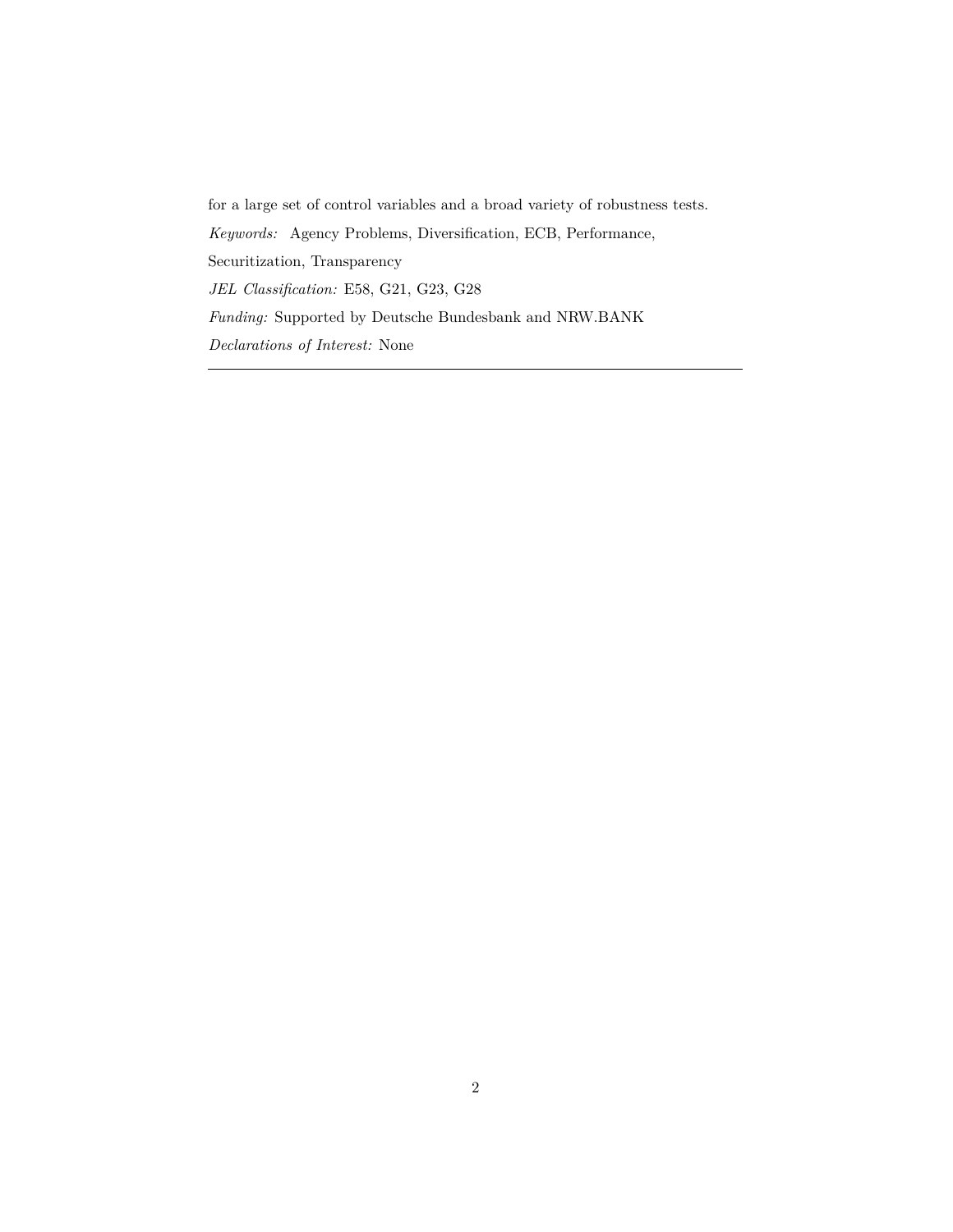for a large set of control variables and a broad variety of robustness tests.

*Keywords:* Agency Problems, Diversification, ECB, Performance, Securitization, Transparency

*JEL Classification:* E58, G21, G23, G28

*Funding:* Supported by Deutsche Bundesbank and NRW.BANK

*Declarations of Interest:* None

---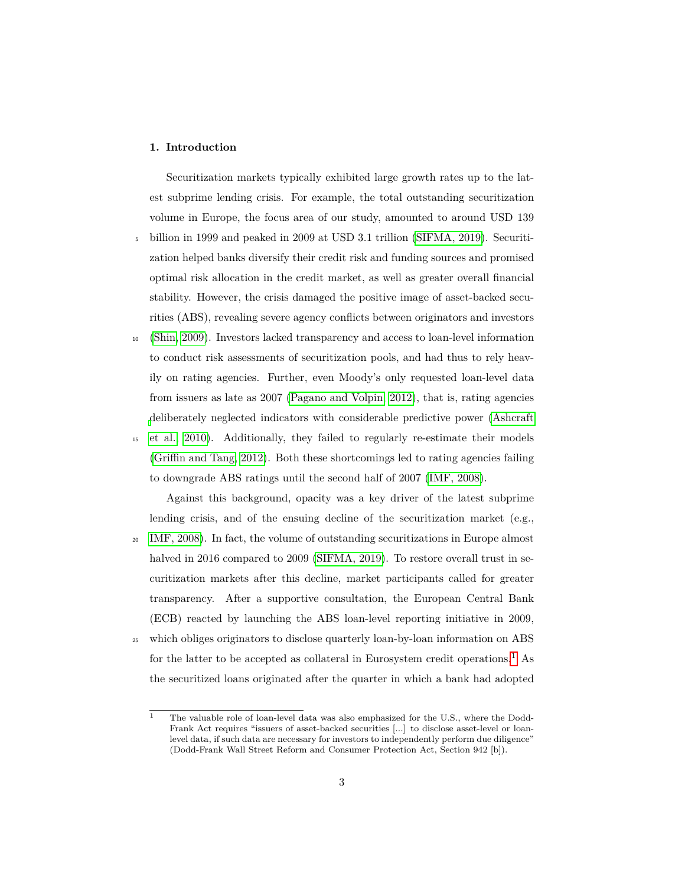## 1. Introduction

Securitization markets typically exhibited large growth rates up to the latest subprime lending crisis. For example, the total outstanding securitization volume in Europe, the focus area of our study, amounted to around USD 139 billion in 1999 and peaked in 2009 at USD 3.1 trillion (SIFMA, 2019). Securitization helped banks diversify their credit risk and funding sources and promised optimal risk allocation in the credit market, as well as greater overall financial stability. However, the crisis damaged the positive image of asset-backed securities (ABS), revealing severe agency conflicts between originators and investors (Shin, 2009). Investors lacked transparency and access to loan-level information to conduct risk assessments of securitization pools, and had thus to rely heavily on rating agencies. Further, even Moody's only requested loan-level data from issuers as late as 2007 (Pagano and Volpin, 2012), that is, rating agencies deliberately neglected indicators with considerable predictive power (Ashcraft et al., 2010). Additionally, they failed to regularly re-estimate their models (Griffin and Tang, 2012). Both these shortcomings led to rating agencies failing to downgrade ABS ratings until the second half of 2007 (IMF, 2008).

Against this background, opacity was a key driver of the latest subprime lending crisis, and of the ensuing decline of the securitization market (e.g., IMF, 2008). In fact, the volume of outstanding securitizations in Europe almost halved in 2016 compared to 2009 (SIFMA, 2019). To restore overall trust in securitization markets after this decline, market participants called for greater transparency. After a supportive consultation, the European Central Bank (ECB) reacted by launching the ABS loan-level reporting initiative in 2009, which obliges originators to disclose quarterly loan-by-loan information on ABS for the latter to be accepted as collateral in Eurosystem credit operations.[1] As the securitized loans originated after the quarter in which a bank had adopted

[1] The valuable role of loan-level data was also emphasized for the U.S., where the Dodd-Frank Act requires "issuers of asset-backed securities [...] to disclose asset-level or loan-level data, if such data are necessary for investors to independently perform due diligence" (Dodd-Frank Wall Street Reform and Consumer Protection Act, Section 942 [b]).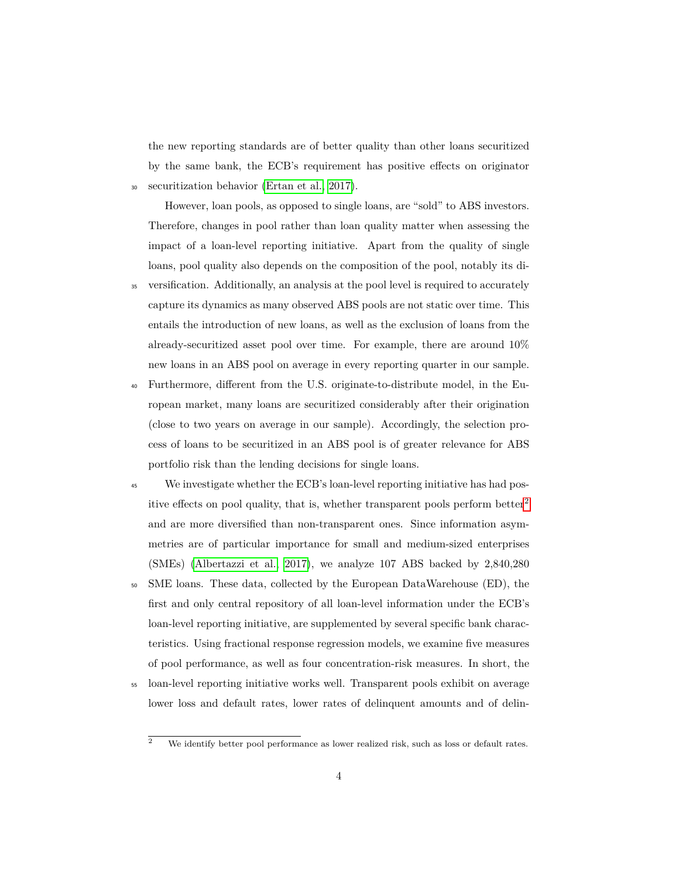the new reporting standards are of better quality than other loans securitized by the same bank, the ECB's requirement has positive effects on originator securitization behavior (Ertan et al., 2017).

However, loan pools, as opposed to single loans, are "sold" to ABS investors. Therefore, changes in pool rather than loan quality matter when assessing the impact of a loan-level reporting initiative. Apart from the quality of single loans, pool quality also depends on the composition of the pool, notably its diversification. Additionally, an analysis at the pool level is required to accurately capture its dynamics as many observed ABS pools are not static over time. This entails the introduction of new loans, as well as the exclusion of loans from the already-securitized asset pool over time. For example, there are around 10% new loans in an ABS pool on average in every reporting quarter in our sample. Furthermore, different from the U.S. originate-to-distribute model, in the European market, many loans are securitized considerably after their origination (close to two years on average in our sample). Accordingly, the selection process of loans to be securitized in an ABS pool is of greater relevance for ABS portfolio risk than the lending decisions for single loans.

We investigate whether the ECB's loan-level reporting initiative has had positive effects on pool quality, that is, whether transparent pools perform better[2] and are more diversified than non-transparent ones. Since information asymmetries are of particular importance for small and medium-sized enterprises (SMEs) (Albertazzi et al., 2017), we analyze 107 ABS backed by 2,840,280 SME loans. These data, collected by the European DataWarehouse (ED), the first and only central repository of all loan-level information under the ECB's loan-level reporting initiative, are supplemented by several specific bank characteristics. Using fractional response regression models, we examine five measures of pool performance, as well as four concentration-risk measures. In short, the loan-level reporting initiative works well. Transparent pools exhibit on average lower loss and default rates, lower rates of delinquent amounts and of delin-

[2] We identify better pool performance as lower realized risk, such as loss or default rates.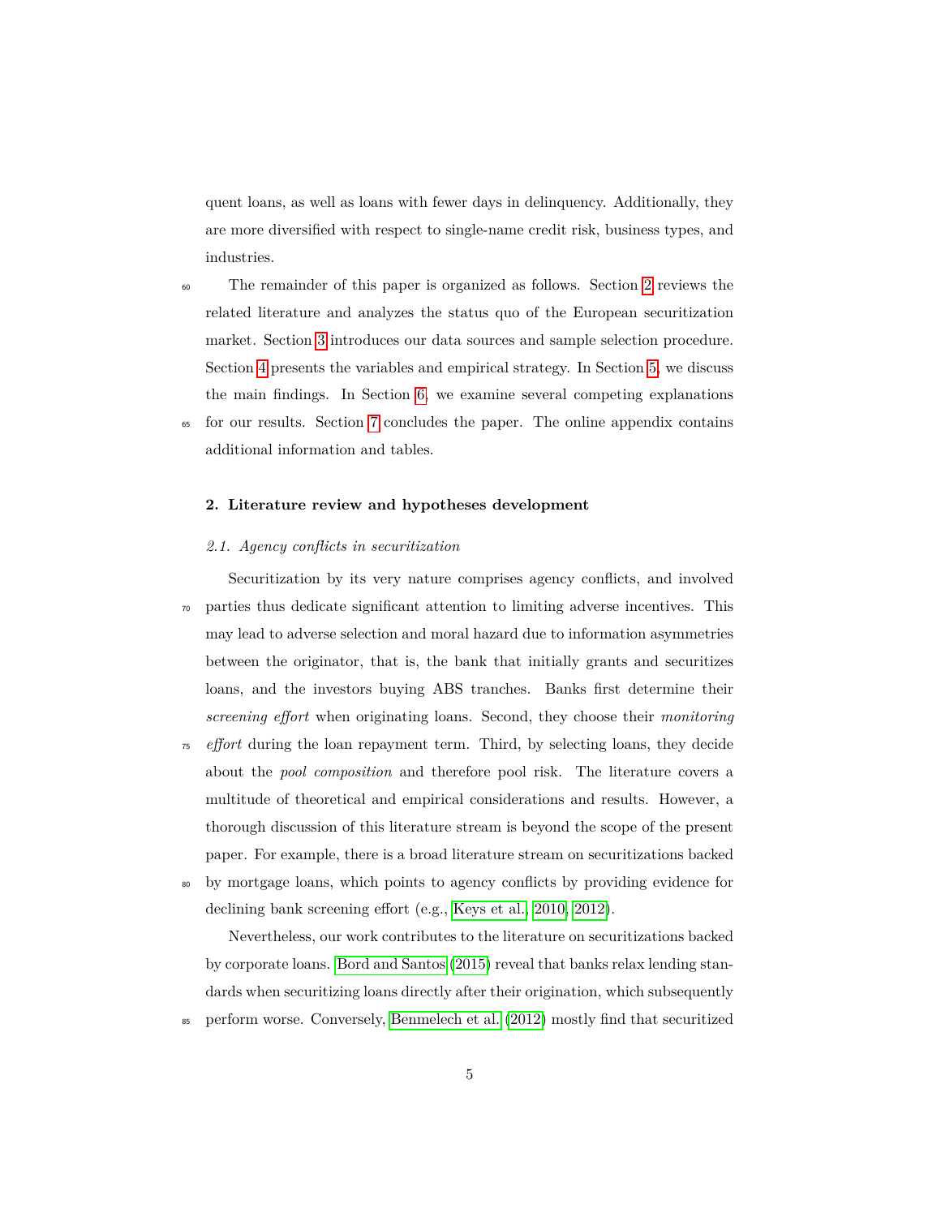quent loans, as well as loans with fewer days in delinquency. Additionally, they are more diversified with respect to single-name credit risk, business types, and industries.

The remainder of this paper is organized as follows. Section 2 reviews the related literature and analyzes the status quo of the European securitization market. Section 3 introduces our data sources and sample selection procedure. Section 4 presents the variables and empirical strategy. In Section 5, we discuss the main findings. In Section 6, we examine several competing explanations for our results. Section 7 concludes the paper. The online appendix contains additional information and tables.

## 2. Literature review and hypotheses development

### 2.1. Agency conflicts in securitization

Securitization by its very nature comprises agency conflicts, and involved parties thus dedicate significant attention to limiting adverse incentives. This may lead to adverse selection and moral hazard due to information asymmetries between the originator, that is, the bank that initially grants and securitizes loans, and the investors buying ABS tranches. Banks first determine their *screening effort* when originating loans. Second, they choose their *monitoring effort* during the loan repayment term. Third, by selecting loans, they decide about the *pool composition* and therefore pool risk. The literature covers a multitude of theoretical and empirical considerations and results. However, a thorough discussion of this literature stream is beyond the scope of the present paper. For example, there is a broad literature stream on securitizations backed by mortgage loans, which points to agency conflicts by providing evidence for declining bank screening effort (e.g., Keys et al., 2010, 2012).

Nevertheless, our work contributes to the literature on securitizations backed by corporate loans. Bord and Santos (2015) reveal that banks relax lending standards when securitizing loans directly after their origination, which subsequently perform worse. Conversely, Benmelech et al. (2012) mostly find that securitized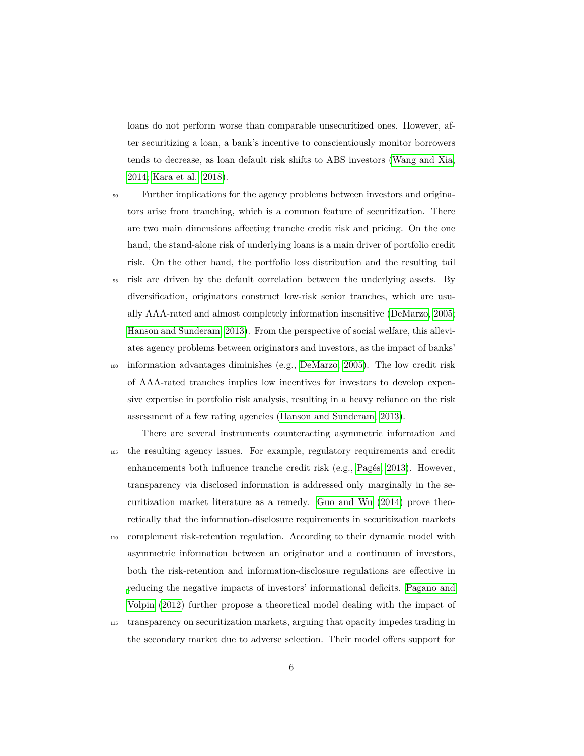loans do not perform worse than comparable unsecuritized ones. However, after securitizing a loan, a bank's incentive to conscientiously monitor borrowers tends to decrease, as loan default risk shifts to ABS investors (Wang and Xia, 2014; Kara et al., 2018).

Further implications for the agency problems between investors and originators arise from tranching, which is a common feature of securitization. There are two main dimensions affecting tranche credit risk and pricing. On the one hand, the stand-alone risk of underlying loans is a main driver of portfolio credit risk. On the other hand, the portfolio loss distribution and the resulting tail risk are driven by the default correlation between the underlying assets. By diversification, originators construct low-risk senior tranches, which are usually AAA-rated and almost completely information insensitive (DeMarzo, 2005; Hanson and Sunderam, 2013). From the perspective of social welfare, this alleviates agency problems between originators and investors, as the impact of banks' information advantages diminishes (e.g., DeMarzo, 2005). The low credit risk of AAA-rated tranches implies low incentives for investors to develop expensive expertise in portfolio risk analysis, resulting in a heavy reliance on the risk assessment of a few rating agencies (Hanson and Sunderam, 2013).

There are several instruments counteracting asymmetric information and the resulting agency issues. For example, regulatory requirements and credit enhancements both influence tranche credit risk (e.g., Pagés, 2013). However, transparency via disclosed information is addressed only marginally in the securitization market literature as a remedy. Guo and Wu (2014) prove theoretically that the information-disclosure requirements in securitization markets complement risk-retention regulation. According to their dynamic model with asymmetric information between an originator and a continuum of investors, both the risk-retention and information-disclosure regulations are effective in reducing the negative impacts of investors' informational deficits. Pagano and Volpin (2012) further propose a theoretical model dealing with the impact of transparency on securitization markets, arguing that opacity impedes trading in the secondary market due to adverse selection. Their model offers support for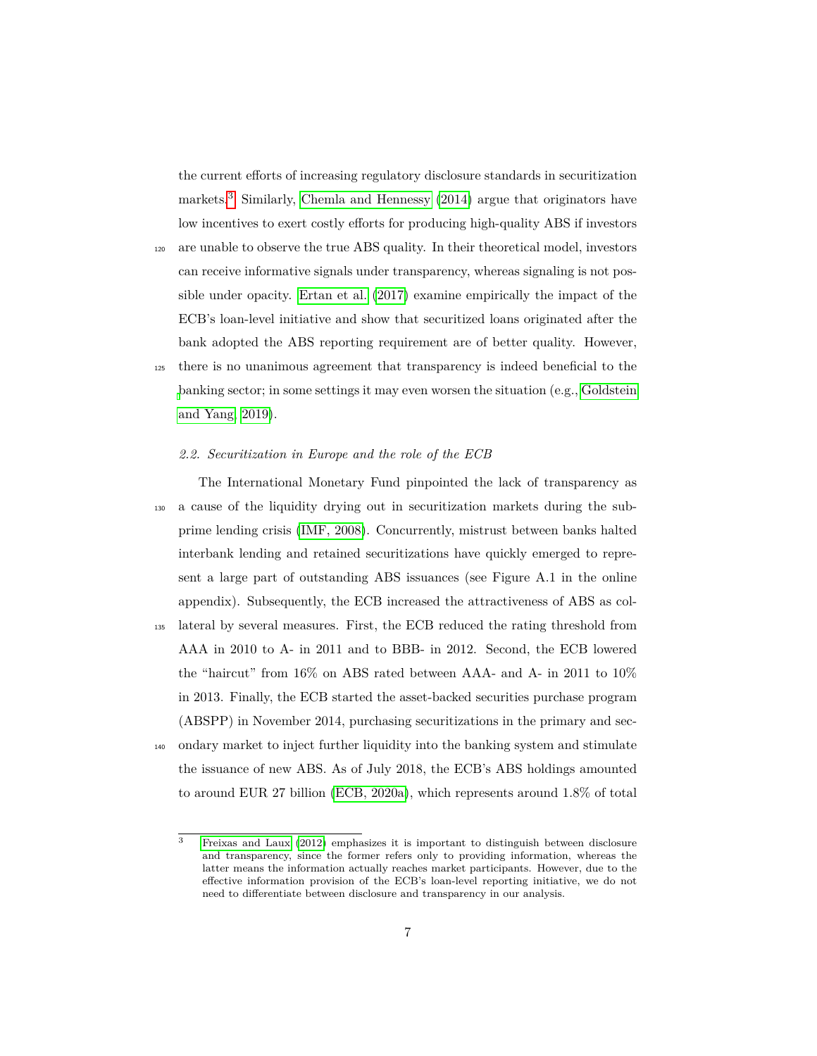the current efforts of increasing regulatory disclosure standards in securitization markets.[3] Similarly, Chemla and Hennessy (2014) argue that originators have low incentives to exert costly efforts for producing high-quality ABS if investors are unable to observe the true ABS quality. In their theoretical model, investors can receive informative signals under transparency, whereas signaling is not possible under opacity. Ertan et al. (2017) examine empirically the impact of the ECB's loan-level initiative and show that securitized loans originated after the bank adopted the ABS reporting requirement are of better quality. However, there is no unanimous agreement that transparency is indeed beneficial to the banking sector; in some settings it may even worsen the situation (e.g., Goldstein and Yang, 2019).

### *2.2. Securitization in Europe and the role of the ECB*

The International Monetary Fund pinpointed the lack of transparency as a cause of the liquidity drying out in securitization markets during the subprime lending crisis (IMF, 2008). Concurrently, mistrust between banks halted interbank lending and retained securitizations have quickly emerged to represent a large part of outstanding ABS issuances (see Figure A.1 in the online appendix). Subsequently, the ECB increased the attractiveness of ABS as collateral by several measures. First, the ECB reduced the rating threshold from AAA in 2010 to A- in 2011 and to BBB- in 2012. Second, the ECB lowered the "haircut" from 16% on ABS rated between AAA- and A- in 2011 to 10% in 2013. Finally, the ECB started the asset-backed securities purchase program (ABSPP) in November 2014, purchasing securitizations in the primary and secondary market to inject further liquidity into the banking system and stimulate the issuance of new ABS. As of July 2018, the ECB's ABS holdings amounted to around EUR 27 billion (ECB, 2020a), which represents around 1.8% of total

[3] Freixas and Laux (2012) emphasizes it is important to distinguish between disclosure and transparency, since the former refers only to providing information, whereas the latter means the information actually reaches market participants. However, due to the effective information provision of the ECB's loan-level reporting initiative, we do not need to differentiate between disclosure and transparency in our analysis.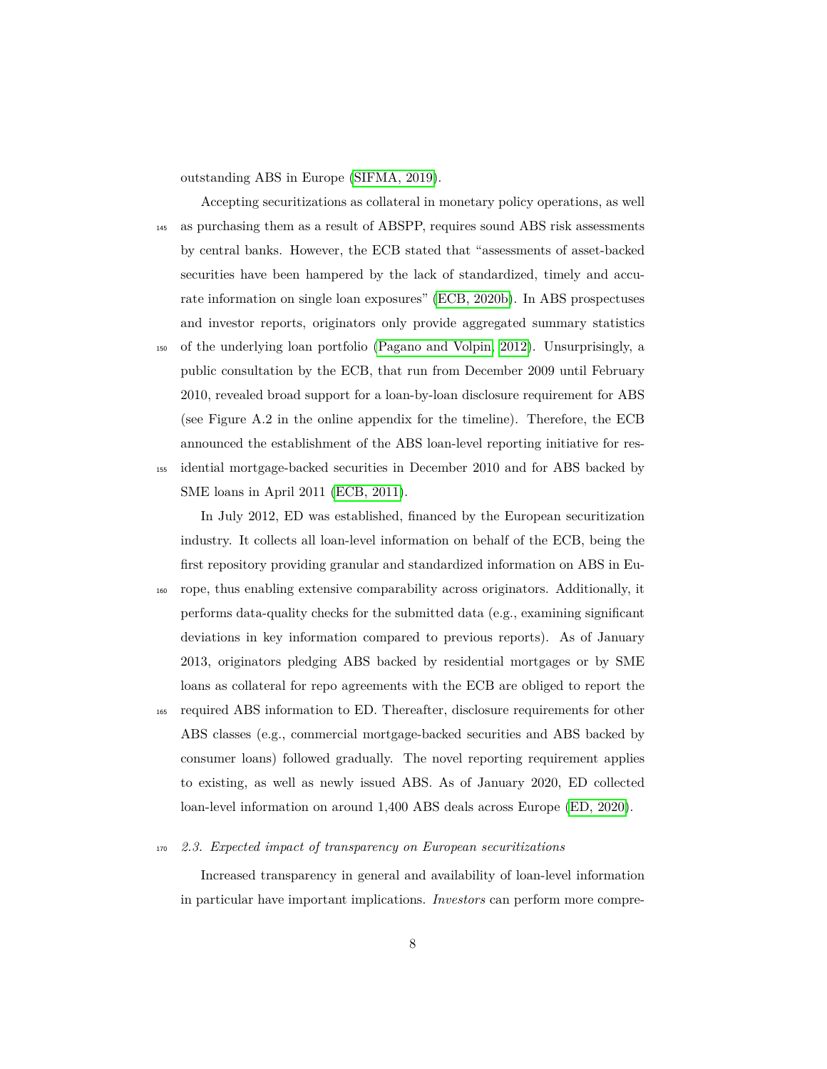outstanding ABS in Europe (SIFMA, 2019).

Accepting securitizations as collateral in monetary policy operations, as well as purchasing them as a result of ABSPP, requires sound ABS risk assessments by central banks. However, the ECB stated that "assessments of asset-backed securities have been hampered by the lack of standardized, timely and accurate information on single loan exposures" (ECB, 2020b). In ABS prospectuses and investor reports, originators only provide aggregated summary statistics of the underlying loan portfolio (Pagano and Volpin, 2012). Unsurprisingly, a public consultation by the ECB, that run from December 2009 until February 2010, revealed broad support for a loan-by-loan disclosure requirement for ABS (see Figure A.2 in the online appendix for the timeline). Therefore, the ECB announced the establishment of the ABS loan-level reporting initiative for residential mortgage-backed securities in December 2010 and for ABS backed by SME loans in April 2011 (ECB, 2011).

In July 2012, ED was established, financed by the European securitization industry. It collects all loan-level information on behalf of the ECB, being the first repository providing granular and standardized information on ABS in Europe, thus enabling extensive comparability across originators. Additionally, it performs data-quality checks for the submitted data (e.g., examining significant deviations in key information compared to previous reports). As of January 2013, originators pledging ABS backed by residential mortgages or by SME loans as collateral for repo agreements with the ECB are obliged to report the required ABS information to ED. Thereafter, disclosure requirements for other ABS classes (e.g., commercial mortgage-backed securities and ABS backed by consumer loans) followed gradually. The novel reporting requirement applies to existing, as well as newly issued ABS. As of January 2020, ED collected loan-level information on around 1,400 ABS deals across Europe (ED, 2020).

### *2.3. Expected impact of transparency on European securitizations*

Increased transparency in general and availability of loan-level information in particular have important implications. *Investors* can perform more compre-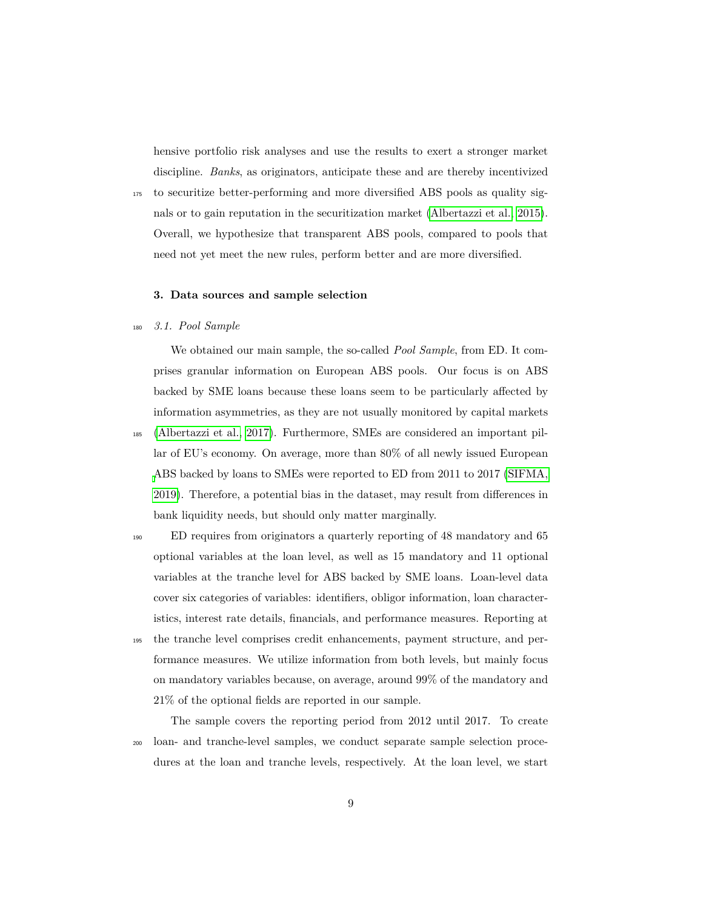hensive portfolio risk analyses and use the results to exert a stronger market discipline. *Banks*, as originators, anticipate these and are thereby incentivized to securitize better-performing and more diversified ABS pools as quality signals or to gain reputation in the securitization market (Albertazzi et al., 2015). Overall, we hypothesize that transparent ABS pools, compared to pools that need not yet meet the new rules, perform better and are more diversified.

## 3. Data sources and sample selection

### *3.1. Pool Sample*

We obtained our main sample, the so-called *Pool Sample*, from ED. It comprises granular information on European ABS pools. Our focus is on ABS backed by SME loans because these loans seem to be particularly affected by information asymmetries, as they are not usually monitored by capital markets (Albertazzi et al., 2017). Furthermore, SMEs are considered an important pillar of EU's economy. On average, more than 80% of all newly issued European ABS backed by loans to SMEs were reported to ED from 2011 to 2017 (SIFMA, 2019). Therefore, a potential bias in the dataset, may result from differences in bank liquidity needs, but should only matter marginally.

ED requires from originators a quarterly reporting of 48 mandatory and 65 optional variables at the loan level, as well as 15 mandatory and 11 optional variables at the tranche level for ABS backed by SME loans. Loan-level data cover six categories of variables: identifiers, obligor information, loan characteristics, interest rate details, financials, and performance measures. Reporting at the tranche level comprises credit enhancements, payment structure, and performance measures. We utilize information from both levels, but mainly focus on mandatory variables because, on average, around 99% of the mandatory and 21% of the optional fields are reported in our sample.

The sample covers the reporting period from 2012 until 2017. To create loan- and tranche-level samples, we conduct separate sample selection procedures at the loan and tranche levels, respectively. At the loan level, we start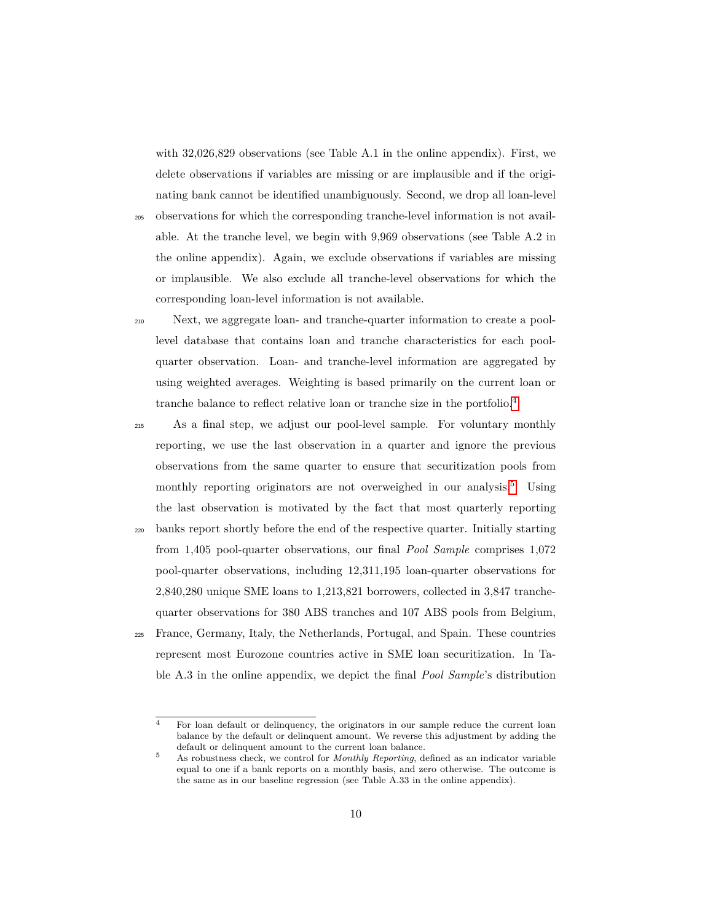with 32,026,829 observations (see Table A.1 in the online appendix). First, we delete observations if variables are missing or are implausible and if the originating bank cannot be identified unambiguously. Second, we drop all loan-level observations for which the corresponding tranche-level information is not available. At the tranche level, we begin with 9,969 observations (see Table A.2 in the online appendix). Again, we exclude observations if variables are missing or implausible. We also exclude all tranche-level observations for which the corresponding loan-level information is not available.

Next, we aggregate loan- and tranche-quarter information to create a pool-level database that contains loan and tranche characteristics for each pool-quarter observation. Loan- and tranche-level information are aggregated by using weighted averages. Weighting is based primarily on the current loan or tranche balance to reflect relative loan or tranche size in the portfolio.[4]

As a final step, we adjust our pool-level sample. For voluntary monthly reporting, we use the last observation in a quarter and ignore the previous observations from the same quarter to ensure that securitization pools from monthly reporting originators are not overweighed in our analysis.[5] Using the last observation is motivated by the fact that most quarterly reporting banks report shortly before the end of the respective quarter. Initially starting from 1,405 pool-quarter observations, our final *Pool Sample* comprises 1,072 pool-quarter observations, including 12,311,195 loan-quarter observations for 2,840,280 unique SME loans to 1,213,821 borrowers, collected in 3,847 tranche-quarter observations for 380 ABS tranches and 107 ABS pools from Belgium, France, Germany, Italy, the Netherlands, Portugal, and Spain. These countries represent most Eurozone countries active in SME loan securitization. In Table A.3 in the online appendix, we depict the final *Pool Sample*'s distribution

---

[4] For loan default or delinquency, the originators in our sample reduce the current loan balance by the default or delinquent amount. We reverse this adjustment by adding the default or delinquent amount to the current loan balance.

[5] As robustness check, we control for *Monthly Reporting*, defined as an indicator variable equal to one if a bank reports on a monthly basis, and zero otherwise. The outcome is the same as in our baseline regression (see Table A.33 in the online appendix).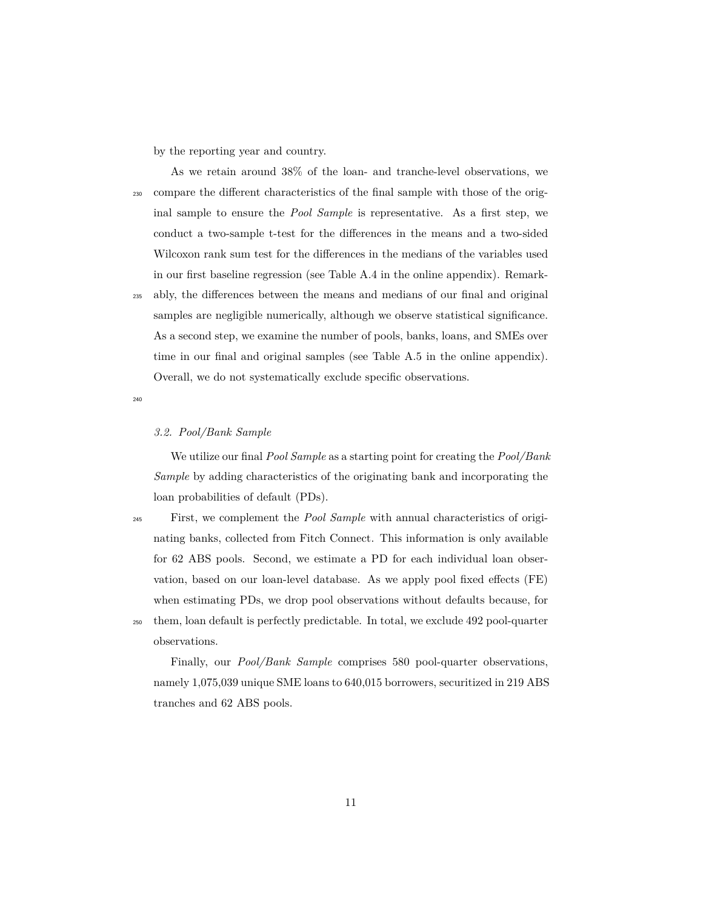by the reporting year and country.

As we retain around 38% of the loan- and tranche-level observations, we compare the different characteristics of the final sample with those of the original sample to ensure the *Pool Sample* is representative. As a first step, we conduct a two-sample t-test for the differences in the means and a two-sided Wilcoxon rank sum test for the differences in the medians of the variables used in our first baseline regression (see Table A.4 in the online appendix). Remarkably, the differences between the means and medians of our final and original samples are negligible numerically, although we observe statistical significance. As a second step, we examine the number of pools, banks, loans, and SMEs over time in our final and original samples (see Table A.5 in the online appendix). Overall, we do not systematically exclude specific observations.

### *3.2. Pool/Bank Sample*

We utilize our final *Pool Sample* as a starting point for creating the *Pool/Bank Sample* by adding characteristics of the originating bank and incorporating the loan probabilities of default (PDs).

First, we complement the *Pool Sample* with annual characteristics of originating banks, collected from Fitch Connect. This information is only available for 62 ABS pools. Second, we estimate a PD for each individual loan observation, based on our loan-level database. As we apply pool fixed effects (FE) when estimating PDs, we drop pool observations without defaults because, for them, loan default is perfectly predictable. In total, we exclude 492 pool-quarter observations.

Finally, our *Pool/Bank Sample* comprises 580 pool-quarter observations, namely 1,075,039 unique SME loans to 640,015 borrowers, securitized in 219 ABS tranches and 62 ABS pools.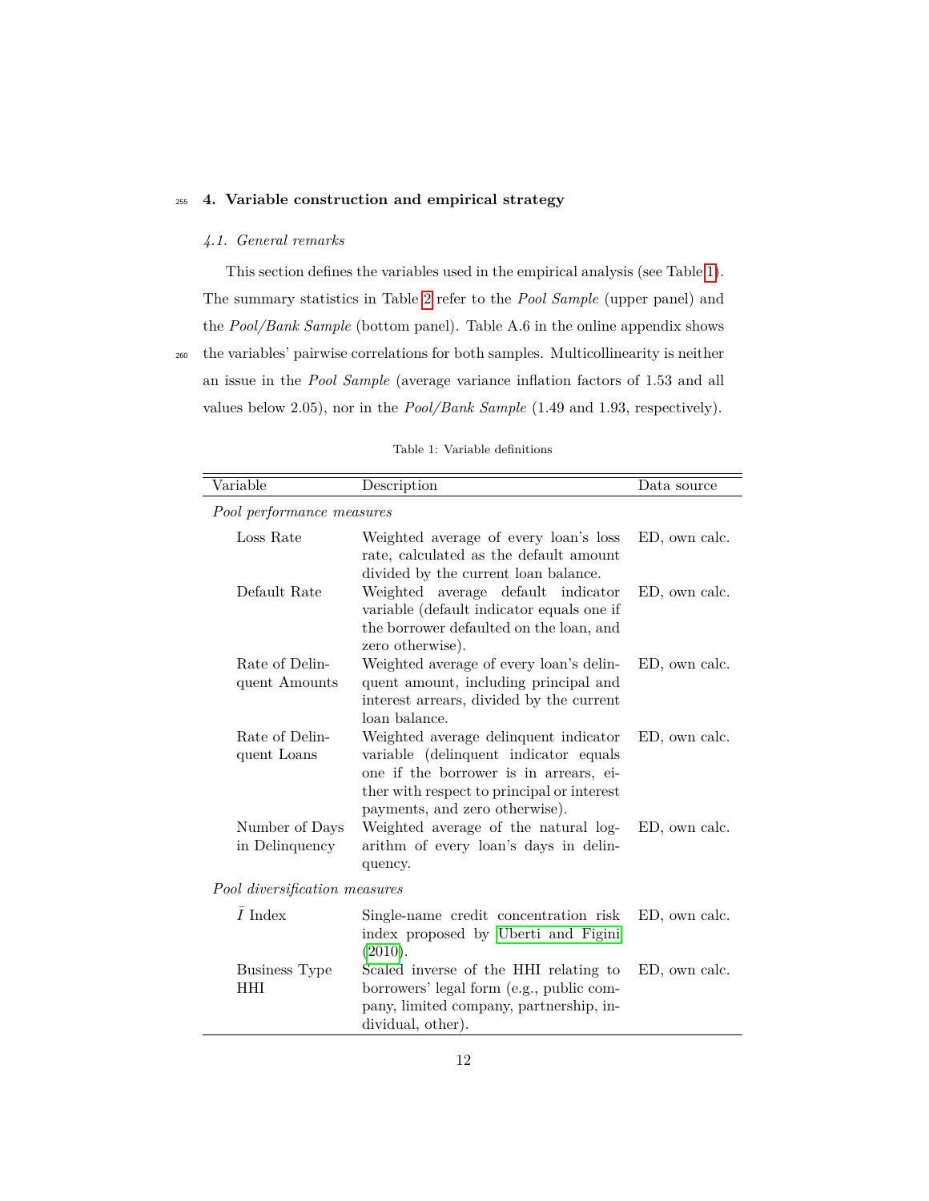## 4. Variable construction and empirical strategy

### *4.1. General remarks*

This section defines the variables used in the empirical analysis (see Table 1). The summary statistics in Table 2 refer to the *Pool Sample* (upper panel) and the *Pool/Bank Sample* (bottom panel). Table A.6 in the online appendix shows the variables' pairwise correlations for both samples. Multicollinearity is neither an issue in the *Pool Sample* (average variance inflation factors of 1.53 and all values below 2.05), nor in the *Pool/Bank Sample* (1.49 and 1.93, respectively).

Table 1: Variable definitions

| Variable | Description | Data source |
|---|---|---|
| *Pool performance measures* | | |
| Loss Rate | Weighted average of every loan's loss rate, calculated as the default amount divided by the current loan balance. | ED, own calc. |
| Default Rate | Weighted average default indicator variable (default indicator equals one if the borrower defaulted on the loan, and zero otherwise). | ED, own calc. |
| Rate of Delinquent Amounts | Weighted average of every loan's delinquent amount, including principal and interest arrears, divided by the current loan balance. | ED, own calc. |
| Rate of Delinquent Loans | Weighted average delinquent indicator variable (delinquent indicator equals one if the borrower is in arrears, either with respect to principal or interest payments, and zero otherwise). | ED, own calc. |
| Number of Days in Delinquency | Weighted average of the natural logarithm of every loan's days in delinquency. | ED, own calc. |
| *Pool diversification measures* | | |
| $\bar{I}$ Index | Single-name credit concentration risk index proposed by Überti and Figini (2010). | ED, own calc. |
| Business Type HHI | Scaled inverse of the HHI relating to borrowers' legal form (e.g., public company, limited company, partnership, individual, other). | ED, own calc. |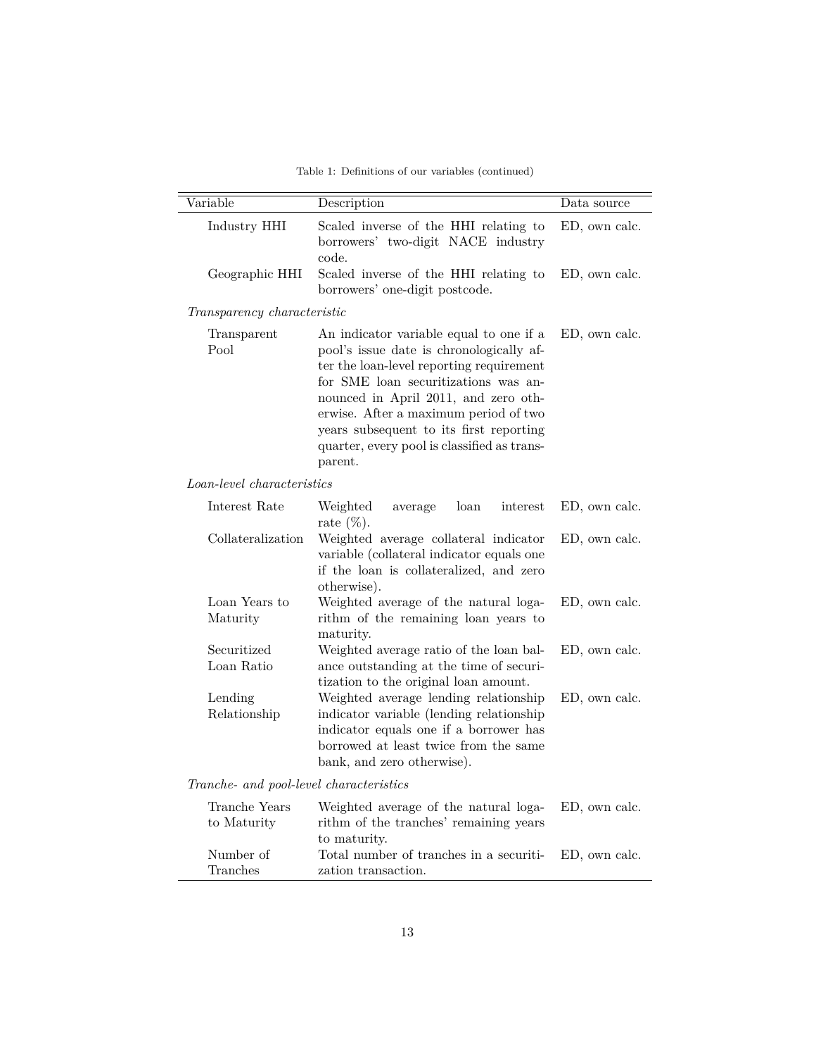Table 1: Definitions of our variables (continued)

| Variable | Description | Data source |
|---|---|---|
| Industry HHI | Scaled inverse of the HHI relating to borrowers' two-digit NACE industry code. | ED, own calc. |
| Geographic HHI | Scaled inverse of the HHI relating to borrowers' one-digit postcode. | ED, own calc. |
| *Transparency characteristic* | | |
| Transparent Pool | An indicator variable equal to one if a pool's issue date is chronologically after the loan-level reporting requirement for SME loan securitizations was announced in April 2011, and zero otherwise. After a maximum period of two years subsequent to its first reporting quarter, every pool is classified as transparent. | ED, own calc. |
| *Loan-level characteristics* | | |
| Interest Rate | Weighted average loan interest rate (%). | ED, own calc. |
| Collateralization | Weighted average collateral indicator variable (collateral indicator equals one if the loan is collateralized, and zero otherwise). | ED, own calc. |
| Loan Years to Maturity | Weighted average of the natural logarithm of the remaining loan years to maturity. | ED, own calc. |
| Securitized Loan Ratio | Weighted average ratio of the loan balance outstanding at the time of securitization to the original loan amount. | ED, own calc. |
| Lending Relationship | Weighted average lending relationship indicator variable (lending relationship indicator equals one if a borrower has borrowed at least twice from the same bank, and zero otherwise). | ED, own calc. |
| *Tranche- and pool-level characteristics* | | |
| Tranche Years to Maturity | Weighted average of the natural logarithm of the tranches' remaining years to maturity. | ED, own calc. |
| Number of Tranches | Total number of tranches in a securitization transaction. | ED, own calc. |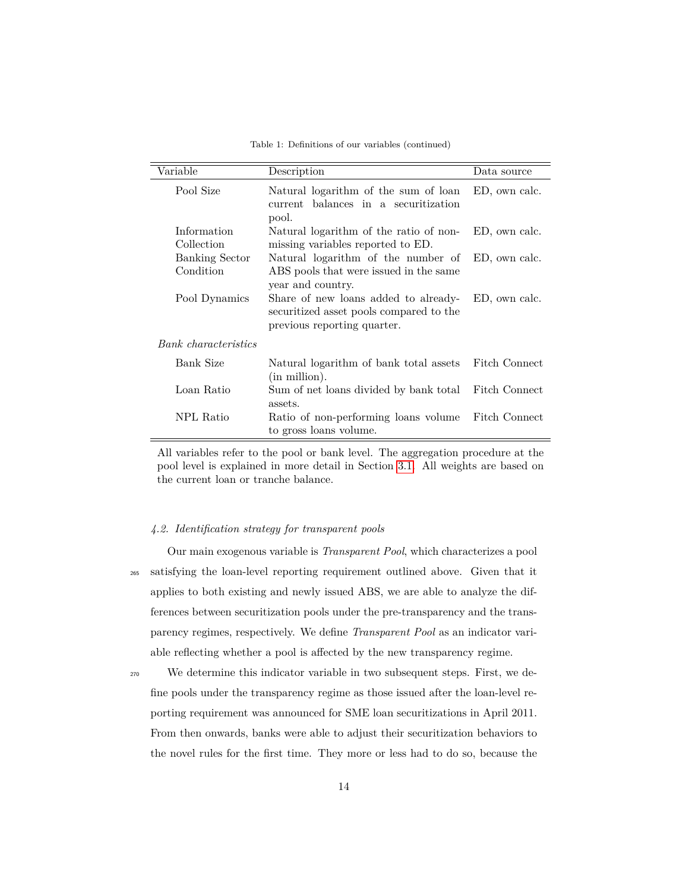Table 1: Definitions of our variables (continued)

| Variable | Description | Data source |
|---|---|---|
| Pool Size | Natural logarithm of the sum of loan current balances in a securitization pool. | ED, own calc. |
| Information Collection | Natural logarithm of the ratio of non-missing variables reported to ED. | ED, own calc. |
| Banking Sector Condition | Natural logarithm of the number of ABS pools that were issued in the same year and country. | ED, own calc. |
| Pool Dynamics | Share of new loans added to already-securitized asset pools compared to the previous reporting quarter. | ED, own calc. |
| *Bank characteristics* | | |
| Bank Size | Natural logarithm of bank total assets (in million). | Fitch Connect |
| Loan Ratio | Sum of net loans divided by bank total assets. | Fitch Connect |
| NPL Ratio | Ratio of non-performing loans volume to gross loans volume. | Fitch Connect |

All variables refer to the pool or bank level. The aggregation procedure at the pool level is explained in more detail in Section 3.1. All weights are based on the current loan or tranche balance.

### *4.2. Identification strategy for transparent pools*

Our main exogenous variable is *Transparent Pool*, which characterizes a pool satisfying the loan-level reporting requirement outlined above. Given that it applies to both existing and newly issued ABS, we are able to analyze the differences between securitization pools under the pre-transparency and the transparency regimes, respectively. We define *Transparent Pool* as an indicator variable reflecting whether a pool is affected by the new transparency regime.

We determine this indicator variable in two subsequent steps. First, we define pools under the transparency regime as those issued after the loan-level reporting requirement was announced for SME loan securitizations in April 2011. From then onwards, banks were able to adjust their securitization behaviors to the novel rules for the first time. They more or less had to do so, because the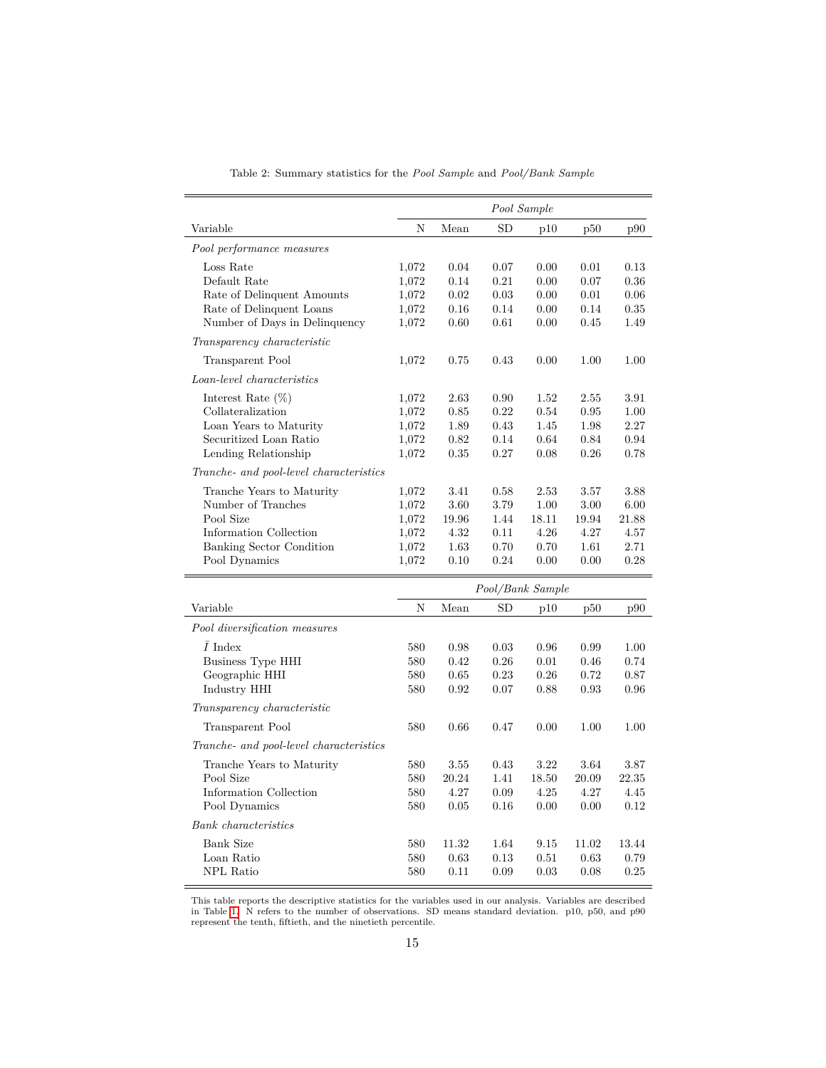Table 2: Summary statistics for the *Pool Sample* and *Pool/Bank Sample*

| | *Pool Sample* | | | | | |
|---|---|---|---|---|---|---|
| Variable | N | Mean | SD | p10 | p50 | p90 |
| *Pool performance measures* | | | | | | |
| Loss Rate | 1,072 | 0.04 | 0.07 | 0.00 | 0.01 | 0.13 |
| Default Rate | 1,072 | 0.14 | 0.21 | 0.00 | 0.07 | 0.36 |
| Rate of Delinquent Amounts | 1,072 | 0.02 | 0.03 | 0.00 | 0.01 | 0.06 |
| Rate of Delinquent Loans | 1,072 | 0.16 | 0.14 | 0.00 | 0.14 | 0.35 |
| Number of Days in Delinquency | 1,072 | 0.60 | 0.61 | 0.00 | 0.45 | 1.49 |
| *Transparency characteristic* | | | | | | |
| Transparent Pool | 1,072 | 0.75 | 0.43 | 0.00 | 1.00 | 1.00 |
| *Loan-level characteristics* | | | | | | |
| Interest Rate (%) | 1,072 | 2.63 | 0.90 | 1.52 | 2.55 | 3.91 |
| Collateralization | 1,072 | 0.85 | 0.22 | 0.54 | 0.95 | 1.00 |
| Loan Years to Maturity | 1,072 | 1.89 | 0.43 | 1.45 | 1.98 | 2.27 |
| Securitized Loan Ratio | 1,072 | 0.82 | 0.14 | 0.64 | 0.84 | 0.94 |
| Lending Relationship | 1,072 | 0.35 | 0.27 | 0.08 | 0.26 | 0.78 |
| *Tranche- and pool-level characteristics* | | | | | | |
| Tranche Years to Maturity | 1,072 | 3.41 | 0.58 | 2.53 | 3.57 | 3.88 |
| Number of Tranches | 1,072 | 3.60 | 3.79 | 1.00 | 3.00 | 6.00 |
| Pool Size | 1,072 | 19.96 | 1.44 | 18.11 | 19.94 | 21.88 |
| Information Collection | 1,072 | 4.32 | 0.11 | 4.26 | 4.27 | 4.57 |
| Banking Sector Condition | 1,072 | 1.63 | 0.70 | 0.70 | 1.61 | 2.71 |
| Pool Dynamics | 1,072 | 0.10 | 0.24 | 0.00 | 0.00 | 0.28 |

| | *Pool/Bank Sample* | | | | | |
|---|---|---|---|---|---|---|
| Variable | N | Mean | SD | p10 | p50 | p90 |
| *Pool diversification measures* | | | | | | |
| $\bar{I}$ Index | 580 | 0.98 | 0.03 | 0.96 | 0.99 | 1.00 |
| Business Type HHI | 580 | 0.42 | 0.26 | 0.01 | 0.46 | 0.74 |
| Geographic HHI | 580 | 0.65 | 0.23 | 0.26 | 0.72 | 0.87 |
| Industry HHI | 580 | 0.92 | 0.07 | 0.88 | 0.93 | 0.96 |
| *Transparency characteristic* | | | | | | |
| Transparent Pool | 580 | 0.66 | 0.47 | 0.00 | 1.00 | 1.00 |
| *Tranche- and pool-level characteristics* | | | | | | |
| Tranche Years to Maturity | 580 | 3.55 | 0.43 | 3.22 | 3.64 | 3.87 |
| Pool Size | 580 | 20.24 | 1.41 | 18.50 | 20.09 | 22.35 |
| Information Collection | 580 | 4.27 | 0.09 | 4.25 | 4.27 | 4.45 |
| Pool Dynamics | 580 | 0.05 | 0.16 | 0.00 | 0.00 | 0.12 |
| *Bank characteristics* | | | | | | |
| Bank Size | 580 | 11.32 | 1.64 | 9.15 | 11.02 | 13.44 |
| Loan Ratio | 580 | 0.63 | 0.13 | 0.51 | 0.63 | 0.79 |
| NPL Ratio | 580 | 0.11 | 0.09 | 0.03 | 0.08 | 0.25 |

This table reports the descriptive statistics for the variables used in our analysis. Variables are described in Table 1. N refers to the number of observations. SD means standard deviation. p10, p50, and p90 represent the tenth, fiftieth, and the ninetieth percentile.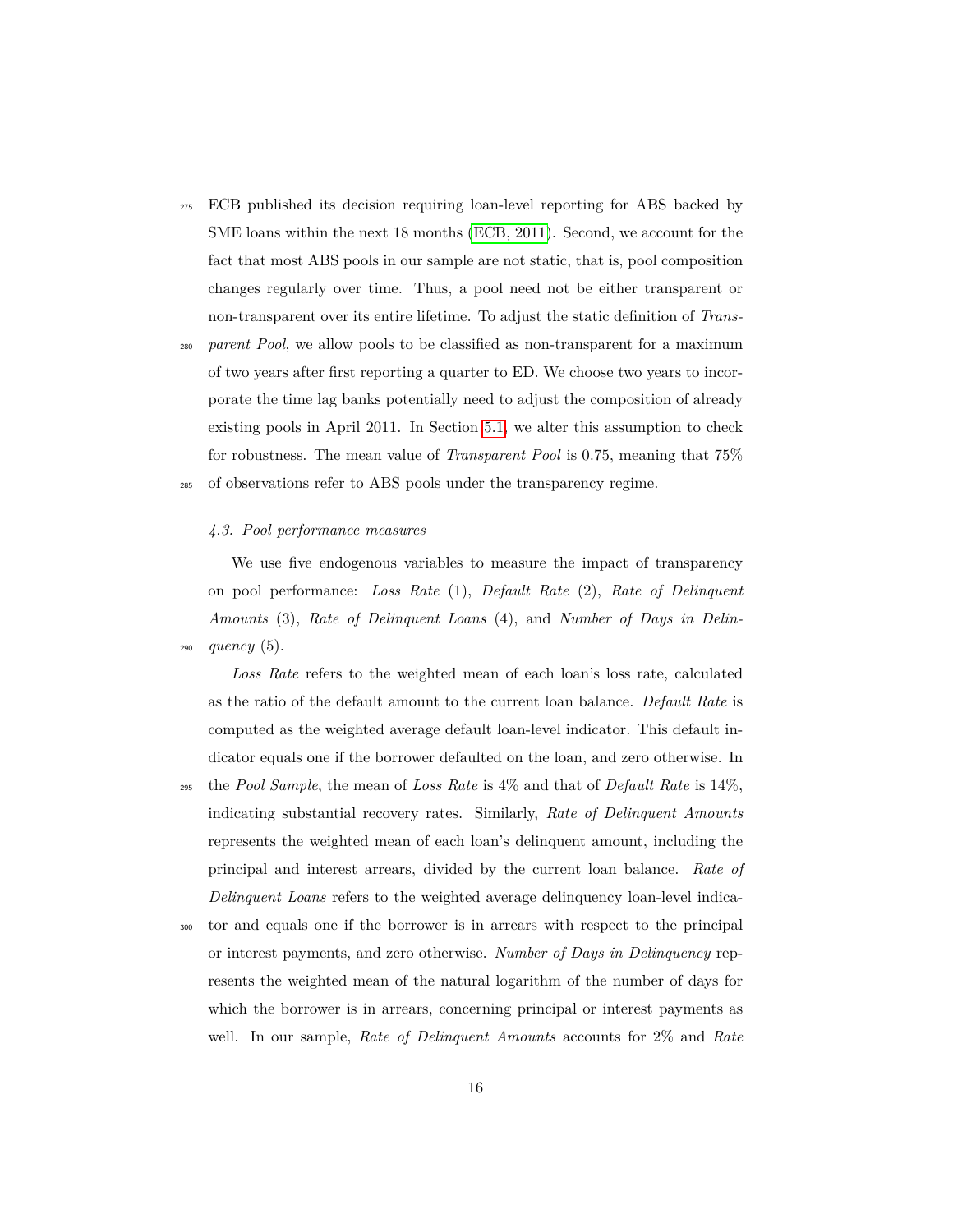ECB published its decision requiring loan-level reporting for ABS backed by SME loans within the next 18 months (ECB, 2011). Second, we account for the fact that most ABS pools in our sample are not static, that is, pool composition changes regularly over time. Thus, a pool need not be either transparent or non-transparent over its entire lifetime. To adjust the static definition of *Transparent Pool*, we allow pools to be classified as non-transparent for a maximum of two years after first reporting a quarter to ED. We choose two years to incorporate the time lag banks potentially need to adjust the composition of already existing pools in April 2011. In Section 5.1, we alter this assumption to check for robustness. The mean value of *Transparent Pool* is 0.75, meaning that 75% of observations refer to ABS pools under the transparency regime.

### *4.3. Pool performance measures*

We use five endogenous variables to measure the impact of transparency on pool performance: *Loss Rate* (1), *Default Rate* (2), *Rate of Delinquent Amounts* (3), *Rate of Delinquent Loans* (4), and *Number of Days in Delinquency* (5).

*Loss Rate* refers to the weighted mean of each loan's loss rate, calculated as the ratio of the default amount to the current loan balance. *Default Rate* is computed as the weighted average default loan-level indicator. This default indicator equals one if the borrower defaulted on the loan, and zero otherwise. In the *Pool Sample*, the mean of *Loss Rate* is 4% and that of *Default Rate* is 14%, indicating substantial recovery rates. Similarly, *Rate of Delinquent Amounts* represents the weighted mean of each loan's delinquent amount, including the principal and interest arrears, divided by the current loan balance. *Rate of Delinquent Loans* refers to the weighted average delinquency loan-level indicator and equals one if the borrower is in arrears with respect to the principal or interest payments, and zero otherwise. *Number of Days in Delinquency* represents the weighted mean of the natural logarithm of the number of days for which the borrower is in arrears, concerning principal or interest payments as well. In our sample, *Rate of Delinquent Amounts* accounts for 2% and *Rate*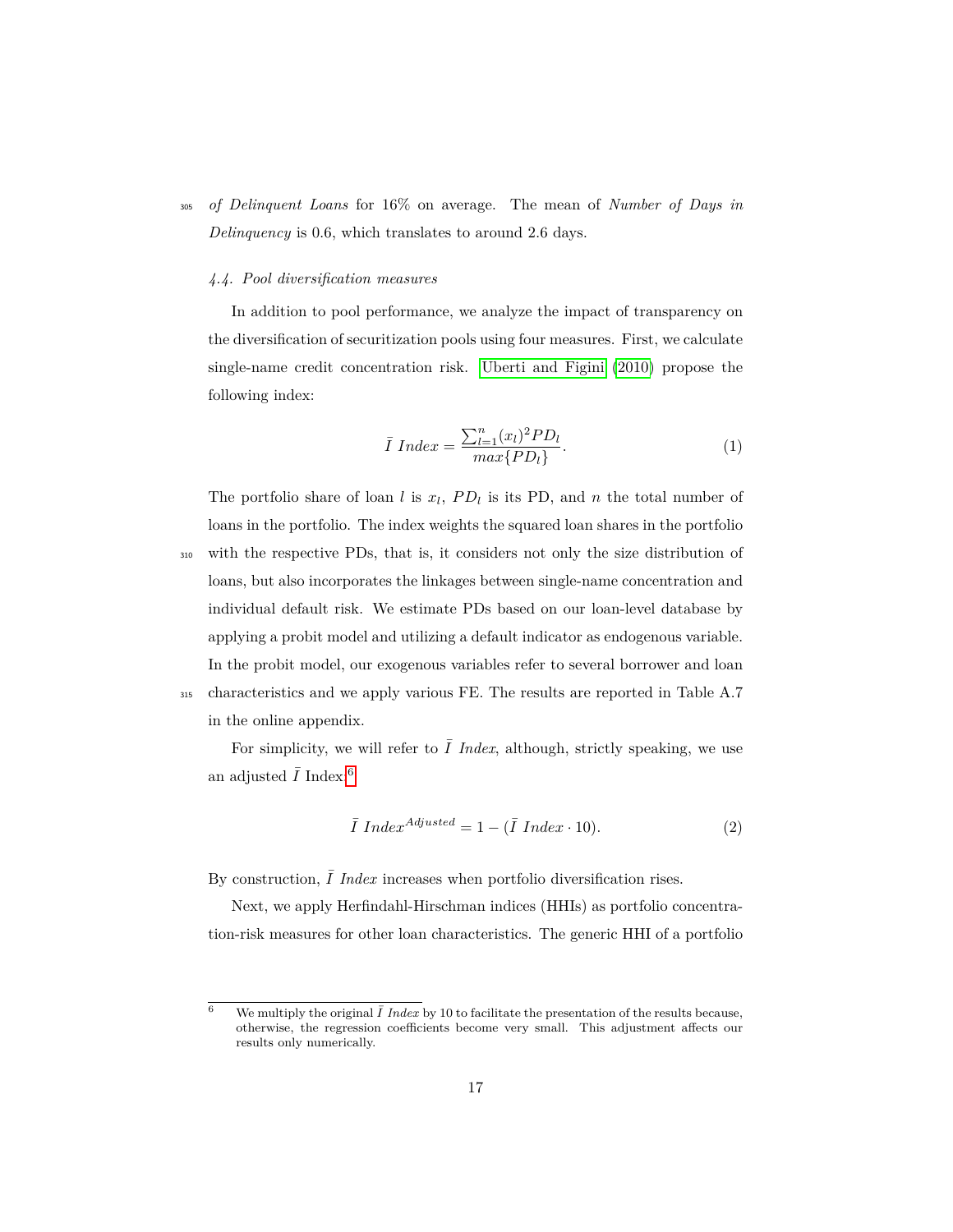*of Delinquent Loans* for 16% on average. The mean of *Number of Days in Delinquency* is 0.6, which translates to around 2.6 days.

### 4.4. Pool diversification measures

In addition to pool performance, we analyze the impact of transparency on the diversification of securitization pools using four measures. First, we calculate single-name credit concentration risk. Uberti and Figini (2010) propose the following index:

$$\bar{I}\ Index = \frac{\sum_{l=1}^{n}(x_l)^2 PD_l}{max\{PD_l\}}. \tag{1}$$

The portfolio share of loan $l$ is $x_l$, $PD_l$ is its PD, and $n$ the total number of loans in the portfolio. The index weights the squared loan shares in the portfolio with the respective PDs, that is, it considers not only the size distribution of loans, but also incorporates the linkages between single-name concentration and individual default risk. We estimate PDs based on our loan-level database by applying a probit model and utilizing a default indicator as endogenous variable. In the probit model, our exogenous variables refer to several borrower and loan characteristics and we apply various FE. The results are reported in Table A.7 in the online appendix.

For simplicity, we will refer to $\bar{I}$ *Index*, although, strictly speaking, we use an adjusted $\bar{I}$ Index.[6]

$$\bar{I}\ Index^{Adjusted} = 1 - (\bar{I}\ Index \cdot 10). \tag{2}$$

By construction, $\bar{I}$ *Index* increases when portfolio diversification rises.

Next, we apply Herfindahl-Hirschman indices (HHIs) as portfolio concentration-risk measures for other loan characteristics. The generic HHI of a portfolio

[6] We multiply the original $\bar{I}$ *Index* by 10 to facilitate the presentation of the results because, otherwise, the regression coefficients become very small. This adjustment affects our results only numerically.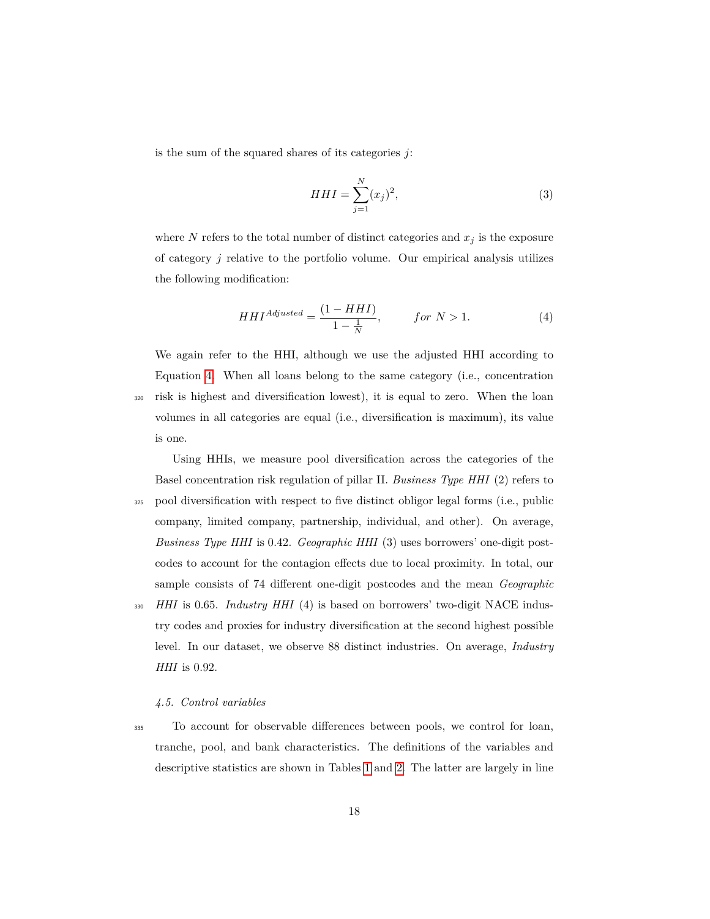is the sum of the squared shares of its categories $j$:

$$HHI = \sum_{j=1}^{N} (x_j)^2, \tag{3}$$

where $N$ refers to the total number of distinct categories and $x_j$ is the exposure of category $j$ relative to the portfolio volume. Our empirical analysis utilizes the following modification:

$$HHI^{Adjusted} = \frac{(1 - HHI)}{1 - \frac{1}{N}}, \qquad for\ N > 1. \tag{4}$$

We again refer to the HHI, although we use the adjusted HHI according to Equation 4. When all loans belong to the same category (i.e., concentration risk is highest and diversification lowest), it is equal to zero. When the loan volumes in all categories are equal (i.e., diversification is maximum), its value is one.

Using HHIs, we measure pool diversification across the categories of the Basel concentration risk regulation of pillar II. *Business Type HHI* (2) refers to pool diversification with respect to five distinct obligor legal forms (i.e., public company, limited company, partnership, individual, and other). On average, *Business Type HHI* is 0.42. *Geographic HHI* (3) uses borrowers' one-digit postcodes to account for the contagion effects due to local proximity. In total, our sample consists of 74 different one-digit postcodes and the mean *Geographic HHI* is 0.65. *Industry HHI* (4) is based on borrowers' two-digit NACE industry codes and proxies for industry diversification at the second highest possible level. In our dataset, we observe 88 distinct industries. On average, *Industry HHI* is 0.92.

### *4.5. Control variables*

To account for observable differences between pools, we control for loan, tranche, pool, and bank characteristics. The definitions of the variables and descriptive statistics are shown in Tables 1 and 2. The latter are largely in line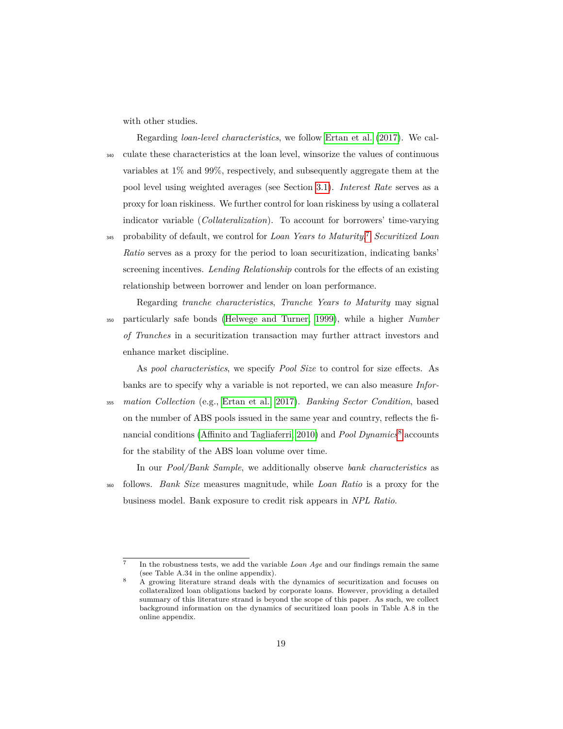with other studies.

Regarding *loan-level characteristics*, we follow Ertan et al. (2017). We calculate these characteristics at the loan level, winsorize the values of continuous variables at 1% and 99%, respectively, and subsequently aggregate them at the pool level using weighted averages (see Section 3.1). *Interest Rate* serves as a proxy for loan riskiness. We further control for loan riskiness by using a collateral indicator variable (*Collateralization*). To account for borrowers' time-varying probability of default, we control for *Loan Years to Maturity*.[7] *Securitized Loan Ratio* serves as a proxy for the period to loan securitization, indicating banks' screening incentives. *Lending Relationship* controls for the effects of an existing relationship between borrower and lender on loan performance.

Regarding *tranche characteristics*, *Tranche Years to Maturity* may signal particularly safe bonds (Helwege and Turner, 1999), while a higher *Number of Tranches* in a securitization transaction may further attract investors and enhance market discipline.

As *pool characteristics*, we specify *Pool Size* to control for size effects. As banks are to specify why a variable is not reported, we can also measure *Information Collection* (e.g., Ertan et al., 2017). *Banking Sector Condition*, based on the number of ABS pools issued in the same year and country, reflects the financial conditions (Affinito and Tagliaferri, 2010) and *Pool Dynamics*[8] accounts for the stability of the ABS loan volume over time.

In our *Pool/Bank Sample*, we additionally observe *bank characteristics* as follows. *Bank Size* measures magnitude, while *Loan Ratio* is a proxy for the business model. Bank exposure to credit risk appears in *NPL Ratio*.

---

[7] In the robustness tests, we add the variable *Loan Age* and our findings remain the same (see Table A.34 in the online appendix).

[8] A growing literature strand deals with the dynamics of securitization and focuses on collateralized loan obligations backed by corporate loans. However, providing a detailed summary of this literature strand is beyond the scope of this paper. As such, we collect background information on the dynamics of securitized loan pools in Table A.8 in the online appendix.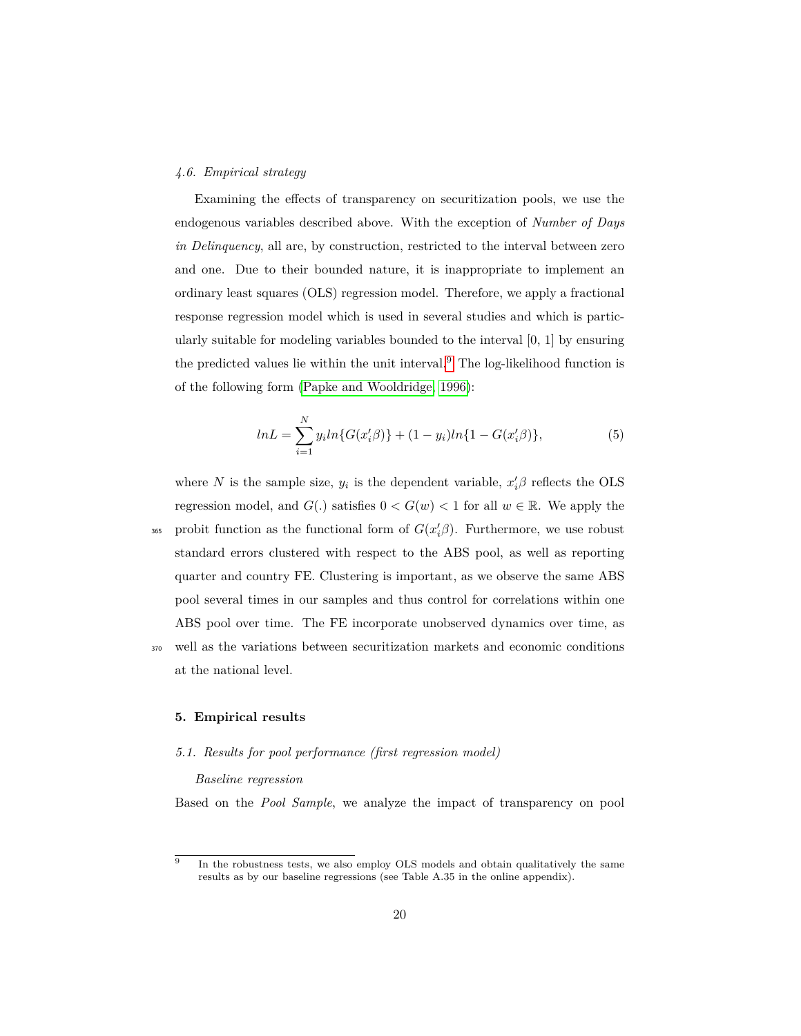### *4.6. Empirical strategy*

Examining the effects of transparency on securitization pools, we use the endogenous variables described above. With the exception of *Number of Days in Delinquency*, all are, by construction, restricted to the interval between zero and one. Due to their bounded nature, it is inappropriate to implement an ordinary least squares (OLS) regression model. Therefore, we apply a fractional response regression model which is used in several studies and which is particularly suitable for modeling variables bounded to the interval [0, 1] by ensuring the predicted values lie within the unit interval.[9] The log-likelihood function is of the following form (Papke and Wooldridge, 1996):

$$lnL = \sum_{i=1}^{N} y_i ln\{G(x_i'\beta)\} + (1 - y_i) ln\{1 - G(x_i'\beta)\}, \tag{5}$$

where $N$ is the sample size, $y_i$ is the dependent variable, $x_i'\beta$ reflects the OLS regression model, and $G(.)$ satisfies $0 < G(w) < 1$ for all $w \in \mathbb{R}$. We apply the probit function as the functional form of $G(x_i'\beta)$. Furthermore, we use robust standard errors clustered with respect to the ABS pool, as well as reporting quarter and country FE. Clustering is important, as we observe the same ABS pool several times in our samples and thus control for correlations within one ABS pool over time. The FE incorporate unobserved dynamics over time, as well as the variations between securitization markets and economic conditions at the national level.

## 5. Empirical results

### *5.1. Results for pool performance (first regression model)*

*Baseline regression*

Based on the *Pool Sample*, we analyze the impact of transparency on pool

[9] In the robustness tests, we also employ OLS models and obtain qualitatively the same results as by our baseline regressions (see Table A.35 in the online appendix).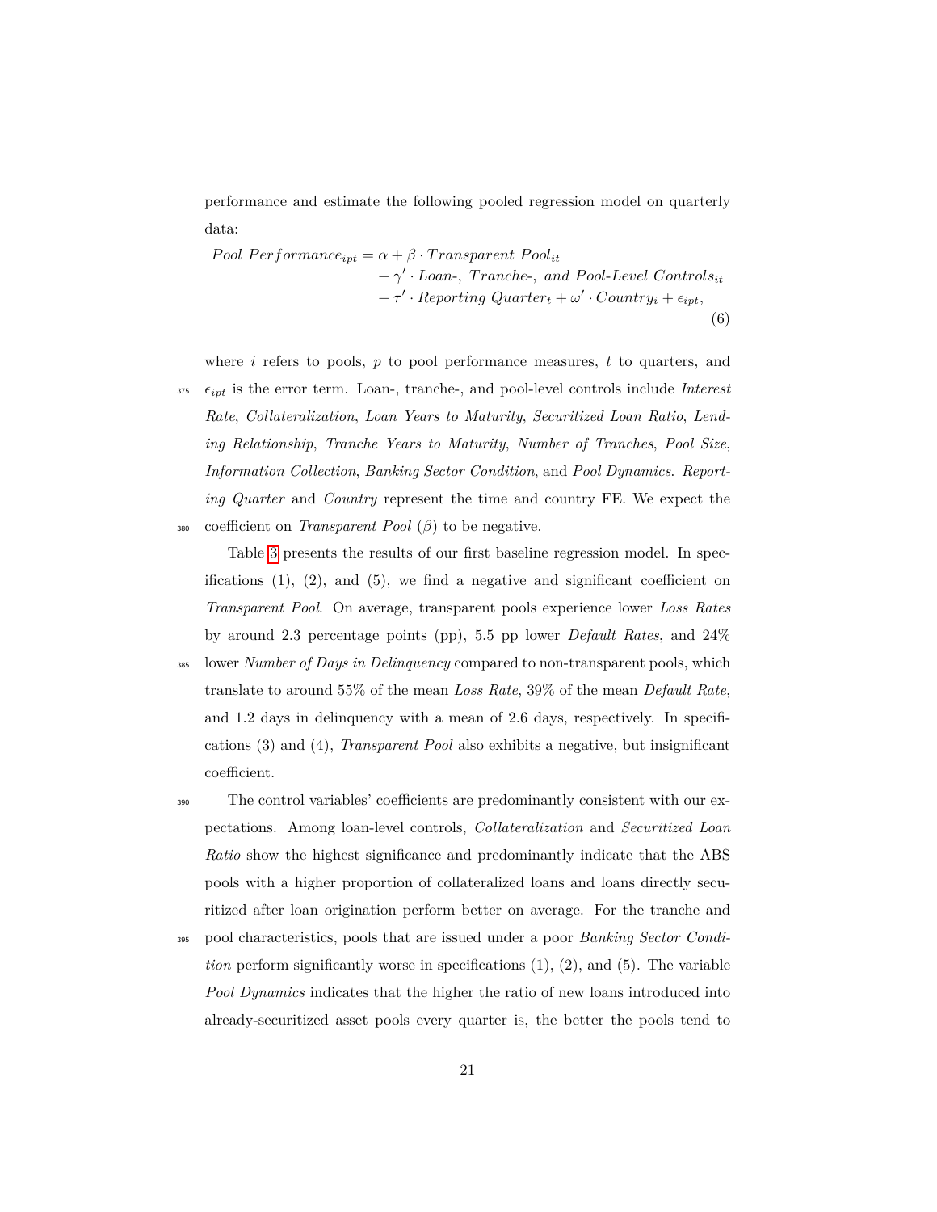performance and estimate the following pooled regression model on quarterly data:

$$
\begin{aligned}
Pool\ Performance_{ipt} = \alpha &+ \beta \cdot Transparent\ Pool_{it} \\
&+ \gamma' \cdot Loan\text{-},\ Tranche\text{-},\ and\ Pool\text{-}Level\ Controls_{it} \\
&+ \tau' \cdot Reporting\ Quarter_t + \omega' \cdot Country_i + \epsilon_{ipt},
\end{aligned}
\tag{6}
$$

where $i$ refers to pools, $p$ to pool performance measures, $t$ to quarters, and $\epsilon_{ipt}$ is the error term. Loan-, tranche-, and pool-level controls include *Interest Rate*, *Collateralization*, *Loan Years to Maturity*, *Securitized Loan Ratio*, *Lending Relationship*, *Tranche Years to Maturity*, *Number of Tranches*, *Pool Size*, *Information Collection*, *Banking Sector Condition*, and *Pool Dynamics*. *Reporting Quarter* and *Country* represent the time and country FE. We expect the coefficient on *Transparent Pool* ($\beta$) to be negative.

Table 3 presents the results of our first baseline regression model. In specifications (1), (2), and (5), we find a negative and significant coefficient on *Transparent Pool*. On average, transparent pools experience lower *Loss Rates* by around 2.3 percentage points (pp), 5.5 pp lower *Default Rates*, and 24% lower *Number of Days in Delinquency* compared to non-transparent pools, which translate to around 55% of the mean *Loss Rate*, 39% of the mean *Default Rate*, and 1.2 days in delinquency with a mean of 2.6 days, respectively. In specifications (3) and (4), *Transparent Pool* also exhibits a negative, but insignificant coefficient.

The control variables' coefficients are predominantly consistent with our expectations. Among loan-level controls, *Collateralization* and *Securitized Loan Ratio* show the highest significance and predominantly indicate that the ABS pools with a higher proportion of collateralized loans and loans directly securitized after loan origination perform better on average. For the tranche and pool characteristics, pools that are issued under a poor *Banking Sector Condition* perform significantly worse in specifications (1), (2), and (5). The variable *Pool Dynamics* indicates that the higher the ratio of new loans introduced into already-securitized asset pools every quarter is, the better the pools tend to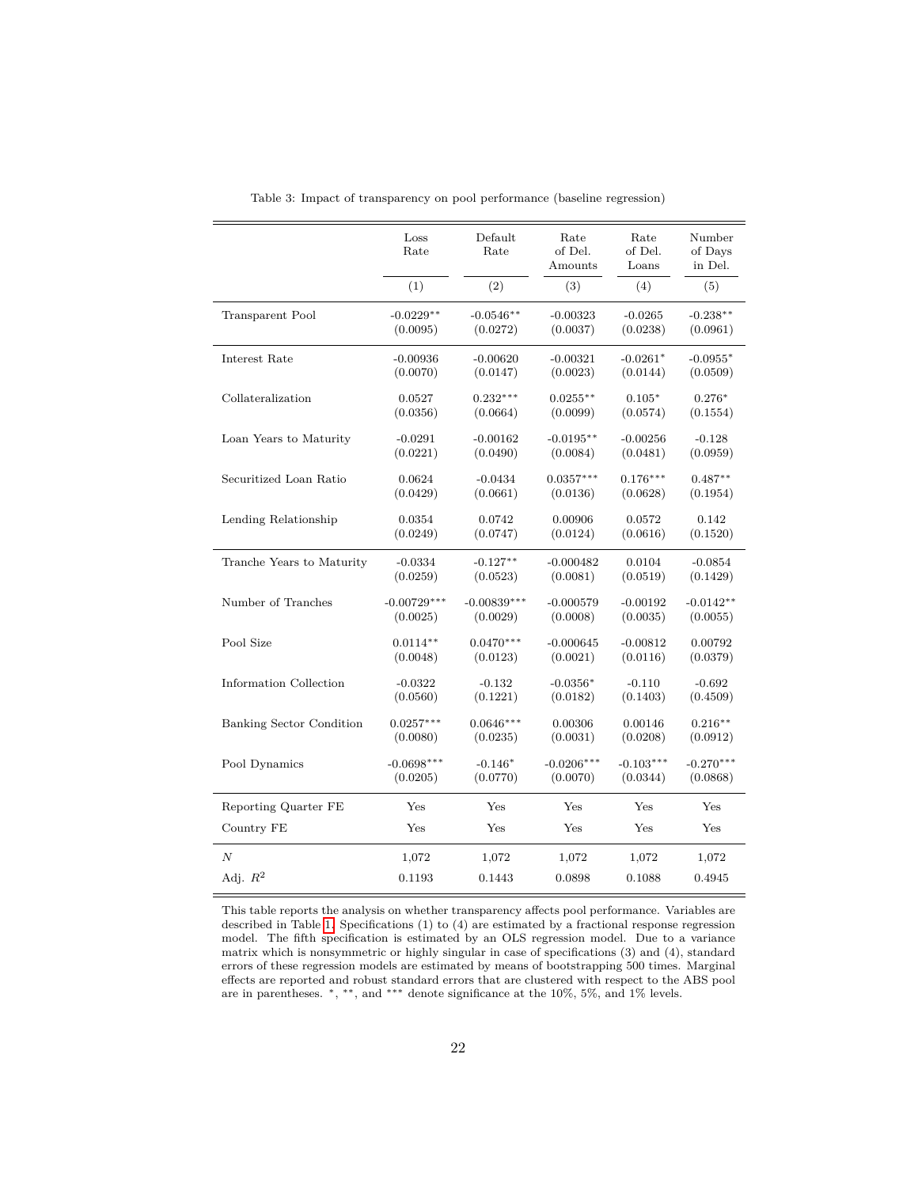Table 3: Impact of transparency on pool performance (baseline regression)

| | Loss Rate | Default Rate | Rate of Del. Amounts | Rate of Del. Loans | Number of Days in Del. |
|---|---|---|---|---|---|
| | (1) | (2) | (3) | (4) | (5) |
| Transparent Pool | -0.0229** | -0.0546** | -0.00323 | -0.0265 | -0.238** |
| | (0.0095) | (0.0272) | (0.0037) | (0.0238) | (0.0961) |
| Interest Rate | -0.00936 | -0.00620 | -0.00321 | -0.0261* | -0.0955* |
| | (0.0070) | (0.0147) | (0.0023) | (0.0144) | (0.0509) |
| Collateralization | 0.0527 | 0.232*** | 0.0255** | 0.105* | 0.276* |
| | (0.0356) | (0.0664) | (0.0099) | (0.0574) | (0.1554) |
| Loan Years to Maturity | -0.0291 | -0.00162 | -0.0195** | -0.00256 | -0.128 |
| | (0.0221) | (0.0490) | (0.0084) | (0.0481) | (0.0959) |
| Securitized Loan Ratio | 0.0624 | -0.0434 | 0.0357*** | 0.176*** | 0.487** |
| | (0.0429) | (0.0661) | (0.0136) | (0.0628) | (0.1954) |
| Lending Relationship | 0.0354 | 0.0742 | 0.00906 | 0.0572 | 0.142 |
| | (0.0249) | (0.0747) | (0.0124) | (0.0616) | (0.1520) |
| Tranche Years to Maturity | -0.0334 | -0.127** | -0.000482 | 0.0104 | -0.0854 |
| | (0.0259) | (0.0523) | (0.0081) | (0.0519) | (0.1429) |
| Number of Tranches | -0.00729*** | -0.00839*** | -0.000579 | -0.00192 | -0.0142** |
| | (0.0025) | (0.0029) | (0.0008) | (0.0035) | (0.0055) |
| Pool Size | 0.0114** | 0.0470*** | -0.000645 | -0.00812 | 0.00792 |
| | (0.0048) | (0.0123) | (0.0021) | (0.0116) | (0.0379) |
| Information Collection | -0.0322 | -0.132 | -0.0356* | -0.110 | -0.692 |
| | (0.0560) | (0.1221) | (0.0182) | (0.1403) | (0.4509) |
| Banking Sector Condition | 0.0257*** | 0.0646*** | 0.00306 | 0.00146 | 0.216** |
| | (0.0080) | (0.0235) | (0.0031) | (0.0208) | (0.0912) |
| Pool Dynamics | -0.0698*** | -0.146* | -0.0206*** | -0.103*** | -0.270*** |
| | (0.0205) | (0.0770) | (0.0070) | (0.0344) | (0.0868) |
| Reporting Quarter FE | Yes | Yes | Yes | Yes | Yes |
| Country FE | Yes | Yes | Yes | Yes | Yes |
| $N$ | 1,072 | 1,072 | 1,072 | 1,072 | 1,072 |
| Adj. $R^2$ | 0.1193 | 0.1443 | 0.0898 | 0.1088 | 0.4945 |

This table reports the analysis on whether transparency affects pool performance. Variables are described in Table 1. Specifications (1) to (4) are estimated by a fractional response regression model. The fifth specification is estimated by an OLS regression model. Due to a variance matrix which is nonsymmetric or highly singular in case of specifications (3) and (4), standard errors of these regression models are estimated by means of bootstrapping 500 times. Marginal effects are reported and robust standard errors that are clustered with respect to the ABS pool are in parentheses. *, **, and *** denote significance at the 10%, 5%, and 1% levels.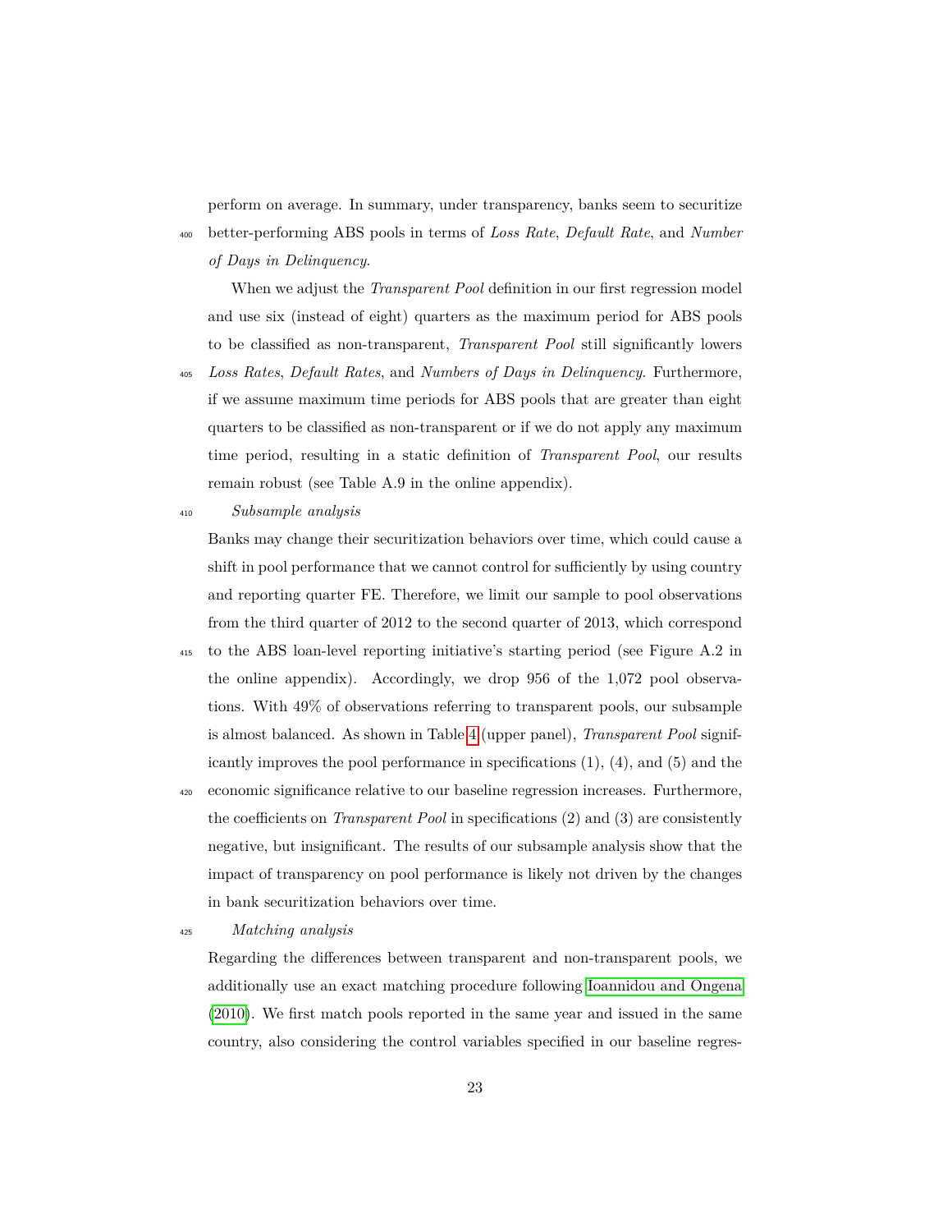perform on average. In summary, under transparency, banks seem to securitize better-performing ABS pools in terms of *Loss Rate*, *Default Rate*, and *Number of Days in Delinquency*.

When we adjust the *Transparent Pool* definition in our first regression model and use six (instead of eight) quarters as the maximum period for ABS pools to be classified as non-transparent, *Transparent Pool* still significantly lowers *Loss Rates*, *Default Rates*, and *Numbers of Days in Delinquency*. Furthermore, if we assume maximum time periods for ABS pools that are greater than eight quarters to be classified as non-transparent or if we do not apply any maximum time period, resulting in a static definition of *Transparent Pool*, our results remain robust (see Table A.9 in the online appendix).

*Subsample analysis*

Banks may change their securitization behaviors over time, which could cause a shift in pool performance that we cannot control for sufficiently by using country and reporting quarter FE. Therefore, we limit our sample to pool observations from the third quarter of 2012 to the second quarter of 2013, which correspond to the ABS loan-level reporting initiative's starting period (see Figure A.2 in the online appendix). Accordingly, we drop 956 of the 1,072 pool observations. With 49% of observations referring to transparent pools, our subsample is almost balanced. As shown in Table 4 (upper panel), *Transparent Pool* significantly improves the pool performance in specifications (1), (4), and (5) and the economic significance relative to our baseline regression increases. Furthermore, the coefficients on *Transparent Pool* in specifications (2) and (3) are consistently negative, but insignificant. The results of our subsample analysis show that the impact of transparency on pool performance is likely not driven by the changes in bank securitization behaviors over time.

*Matching analysis*

Regarding the differences between transparent and non-transparent pools, we additionally use an exact matching procedure following Ioannidou and Ongena (2010). We first match pools reported in the same year and issued in the same country, also considering the control variables specified in our baseline regres-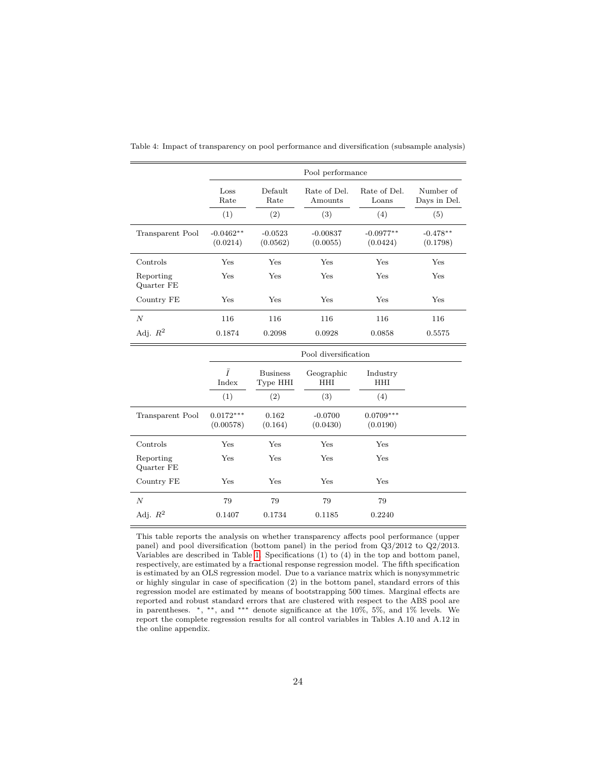Table 4: Impact of transparency on pool performance and diversification (subsample analysis)

| | Pool performance | | | | |
|---|---|---|---|---|---|
| | Loss Rate | Default Rate | Rate of Del. Amounts | Rate of Del. Loans | Number of Days in Del. |
| | (1) | (2) | (3) | (4) | (5) |
| Transparent Pool | -0.0462** (0.0214) | -0.0523 (0.0562) | -0.00837 (0.0055) | -0.0977** (0.0424) | -0.478** (0.1798) |
| Controls | Yes | Yes | Yes | Yes | Yes |
| Reporting Quarter FE | Yes | Yes | Yes | Yes | Yes |
| Country FE | Yes | Yes | Yes | Yes | Yes |
| $N$ | 116 | 116 | 116 | 116 | 116 |
| Adj. $R^2$ | 0.1874 | 0.2098 | 0.0928 | 0.0858 | 0.5575 |

| | Pool diversification | | | |
|---|---|---|---|---|
| | $\bar{I}$ Index | Business Type HHI | Geographic HHI | Industry HHI |
| | (1) | (2) | (3) | (4) |
| Transparent Pool | 0.0172*** (0.00578) | 0.162 (0.164) | -0.0700 (0.0430) | 0.0709*** (0.0190) |
| Controls | Yes | Yes | Yes | Yes |
| Reporting Quarter FE | Yes | Yes | Yes | Yes |
| Country FE | Yes | Yes | Yes | Yes |
| $N$ | 79 | 79 | 79 | 79 |
| Adj. $R^2$ | 0.1407 | 0.1734 | 0.1185 | 0.2240 |

This table reports the analysis on whether transparency affects pool performance (upper panel) and pool diversification (bottom panel) in the period from Q3/2012 to Q2/2013. Variables are described in Table 1. Specifications (1) to (4) in the top and bottom panel, respectively, are estimated by a fractional response regression model. The fifth specification is estimated by an OLS regression model. Due to a variance matrix which is nonsymmetric or highly singular in case of specification (2) in the bottom panel, standard errors of this regression model are estimated by means of bootstrapping 500 times. Marginal effects are reported and robust standard errors that are clustered with respect to the ABS pool are in parentheses. *, **, and *** denote significance at the 10%, 5%, and 1% levels. We report the complete regression results for all control variables in Tables A.10 and A.12 in the online appendix.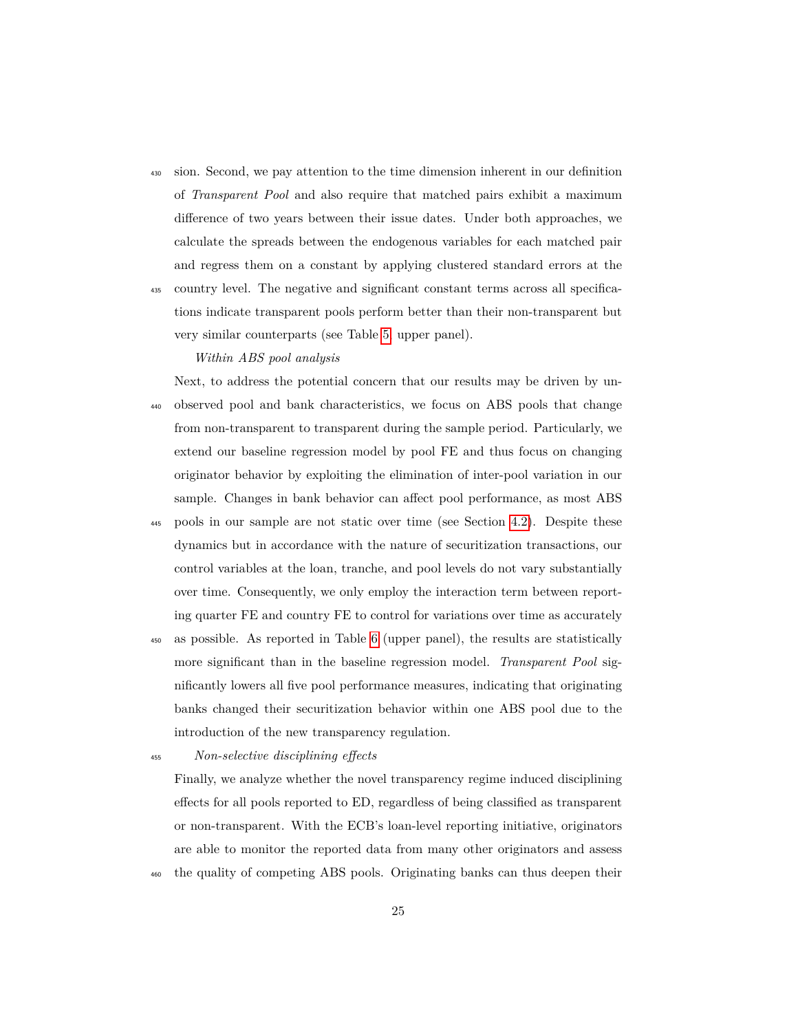sion. Second, we pay attention to the time dimension inherent in our definition of *Transparent Pool* and also require that matched pairs exhibit a maximum difference of two years between their issue dates. Under both approaches, we calculate the spreads between the endogenous variables for each matched pair and regress them on a constant by applying clustered standard errors at the country level. The negative and significant constant terms across all specifications indicate transparent pools perform better than their non-transparent but very similar counterparts (see Table 5, upper panel).

*Within ABS pool analysis*

Next, to address the potential concern that our results may be driven by unobserved pool and bank characteristics, we focus on ABS pools that change from non-transparent to transparent during the sample period. Particularly, we extend our baseline regression model by pool FE and thus focus on changing originator behavior by exploiting the elimination of inter-pool variation in our sample. Changes in bank behavior can affect pool performance, as most ABS pools in our sample are not static over time (see Section 4.2). Despite these dynamics but in accordance with the nature of securitization transactions, our control variables at the loan, tranche, and pool levels do not vary substantially over time. Consequently, we only employ the interaction term between reporting quarter FE and country FE to control for variations over time as accurately as possible. As reported in Table 6 (upper panel), the results are statistically more significant than in the baseline regression model. *Transparent Pool* significantly lowers all five pool performance measures, indicating that originating banks changed their securitization behavior within one ABS pool due to the introduction of the new transparency regulation.

*Non-selective disciplining effects*

Finally, we analyze whether the novel transparency regime induced disciplining effects for all pools reported to ED, regardless of being classified as transparent or non-transparent. With the ECB's loan-level reporting initiative, originators are able to monitor the reported data from many other originators and assess the quality of competing ABS pools. Originating banks can thus deepen their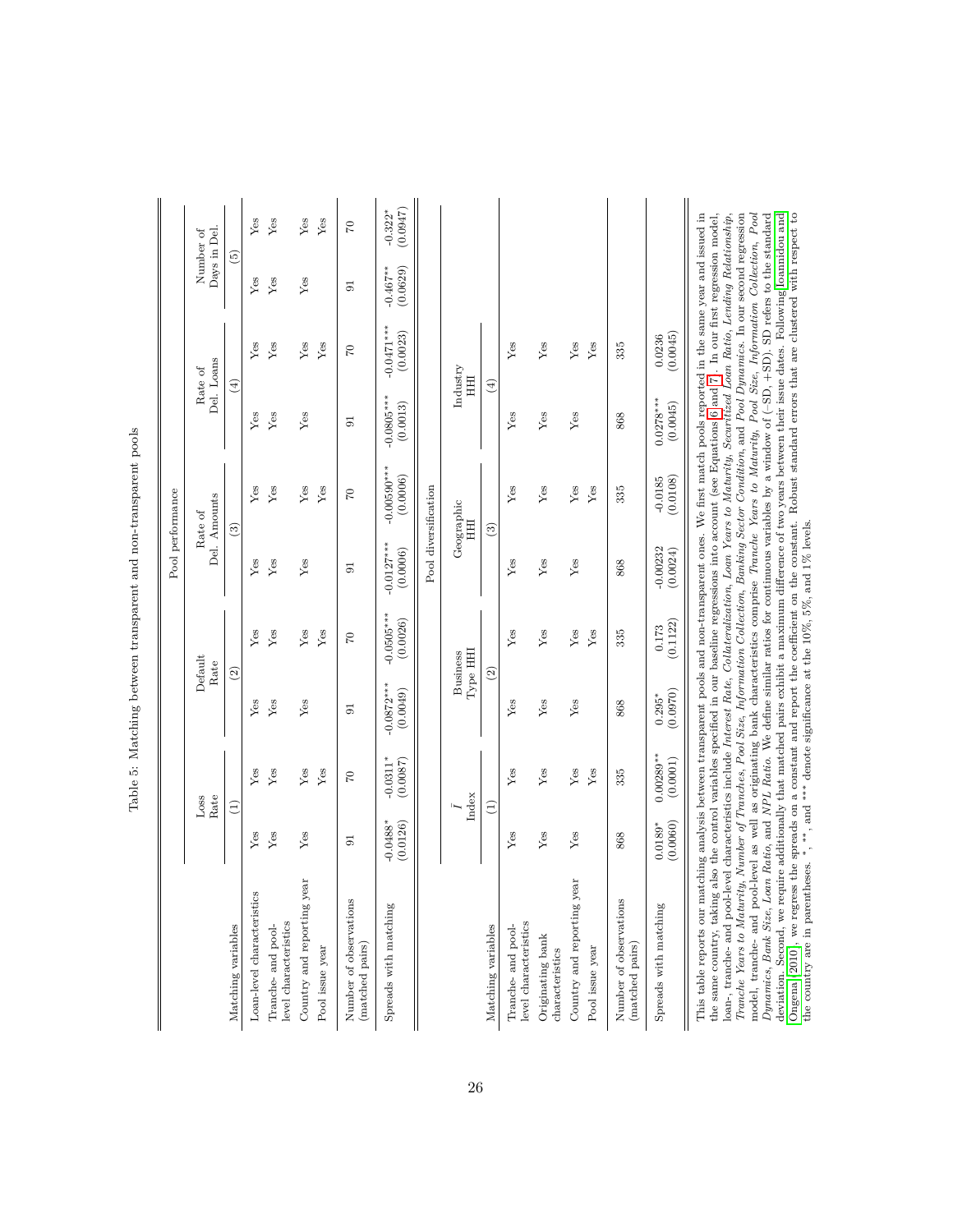Table 5: Matching between transparent and non-transparent pools

| | Pool performance | | | | | | | | | |
|---|---|---|---|---|---|---|---|---|---|---|
| | Loss Rate | | Default Rate | | Rate of Del. Amounts | | Rate of Del. Loans | | Number of Days in Del. | |
| Matching variables | (1) | | (2) | | (3) | | (4) | | (5) | |
| Loan-level characteristics | Yes | Yes | Yes | Yes | Yes | Yes | Yes | Yes | Yes | Yes |
| Tranche- and pool-level characteristics | Yes | Yes | Yes | Yes | Yes | Yes | Yes | Yes | Yes | Yes |
| Country and reporting year | Yes | Yes | Yes | Yes | Yes | Yes | Yes | Yes | Yes | Yes |
| Pool issue year | | Yes | | Yes | | Yes | | Yes | | Yes |
| Number of observations (matched pairs) | 91 | 70 | 91 | 70 | 91 | 70 | 91 | 70 | 91 | 70 |
| Spreads with matching | -0.0488* | -0.0311* | -0.0872*** | -0.0505*** | -0.0127*** | -0.00590*** | -0.0805*** | -0.0471*** | -0.467** | -0.322* |
| | (0.0126) | (0.0087) | (0.0049) | (0.0026) | (0.0006) | (0.0006) | (0.0013) | (0.0023) | (0.0629) | (0.0947) |

| | Pool diversification | | | | | | | |
|---|---|---|---|---|---|---|---|---|
| | $\bar{I}$ Index | | Business Type HHI | | Geographic HHI | | Industry HHI | |
| Matching variables | (1) | | (2) | | (3) | | (4) | |
| Tranche- and pool-level characteristics | Yes | Yes | Yes | Yes | Yes | Yes | Yes | Yes |
| Originating bank characteristics | Yes | Yes | Yes | Yes | Yes | Yes | Yes | Yes |
| Country and reporting year | Yes | Yes | Yes | Yes | Yes | Yes | Yes | Yes |
| Pool issue year | | Yes | | Yes | | Yes | | Yes |
| Number of observations (matched pairs) | 868 | 335 | 868 | 335 | 868 | 335 | 868 | 335 |
| Spreads with matching | 0.0189* | 0.00289** | 0.295* | 0.173 | -0.00232 | -0.0185 | 0.0278*** | 0.0236 |
| | (0.0060) | (0.0001) | (0.0970) | (0.1122) | (0.0024) | (0.0108) | (0.0045) | (0.0045) |

This table reports our matching analysis between transparent pools and non-transparent ones. We first match pools reported in the same year and issued in the same country, taking also the control variables specified in our baseline regressions into account (see Equations 6 and 7). In our first regression model, loan-, tranche- and pool-level characteristics include *Interest Rate, Collateralization, Loan Years to Maturity, Securitized Loan Ratio, Lending Relationship, Tranche Years to Maturity, Number of Tranches, Pool Size, Information Collection, Banking Sector Condition*, and *Pool Dynamics*. In our second regression model, tranche- and pool-level as well as originating bank characteristics comprise *Tranche Years to Maturity, Pool Size, Information Collection, Pool Dynamics, Bank Size, Loan Ratio*, and *NPL Ratio*. We define similar ratios for continuous variables by a window of (–SD, +SD). SD refers to the standard deviation. Second, we require additionally that matched pairs exhibit a maximum difference of two years between their issue dates. Following Ioannidou and Ongena (2010), we regress the spreads on a constant and report the coefficient on the constant. Robust standard errors that are clustered with respect to the country are in parentheses. *, **, and *** denote significance at the 10%, 5%, and 1% levels.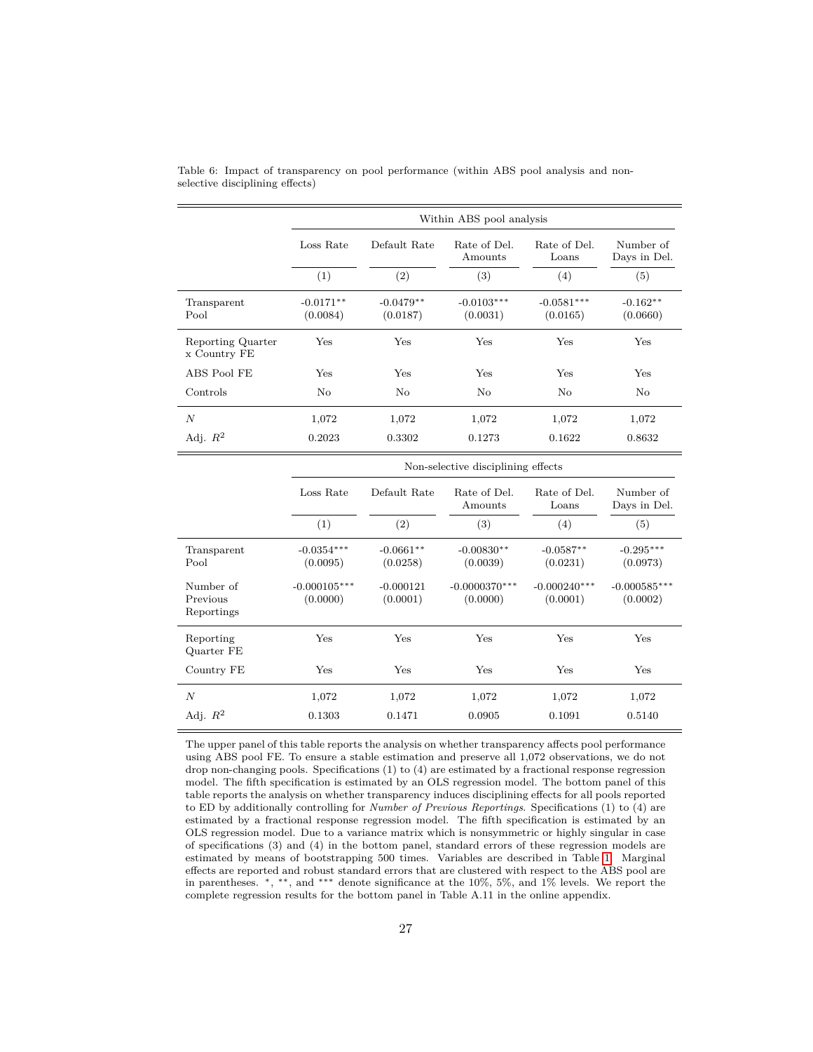Table 6: Impact of transparency on pool performance (within ABS pool analysis and non-selective disciplining effects)

| | Within ABS pool analysis | | | | |
|---|---|---|---|---|---|
| | Loss Rate | Default Rate | Rate of Del. Amounts | Rate of Del. Loans | Number of Days in Del. |
| | (1) | (2) | (3) | (4) | (5) |
| Transparent Pool | -0.0171** (0.0084) | -0.0479** (0.0187) | -0.0103*** (0.0031) | -0.0581*** (0.0165) | -0.162** (0.0660) |
| Reporting Quarter x Country FE | Yes | Yes | Yes | Yes | Yes |
| ABS Pool FE | Yes | Yes | Yes | Yes | Yes |
| Controls | No | No | No | No | No |
| $N$ | 1,072 | 1,072 | 1,072 | 1,072 | 1,072 |
| Adj. $R^2$ | 0.2023 | 0.3302 | 0.1273 | 0.1622 | 0.8632 |

| | Non-selective disciplining effects | | | | |
|---|---|---|---|---|---|
| | Loss Rate | Default Rate | Rate of Del. Amounts | Rate of Del. Loans | Number of Days in Del. |
| | (1) | (2) | (3) | (4) | (5) |
| Transparent Pool | -0.0354*** (0.0095) | -0.0661** (0.0258) | -0.00830** (0.0039) | -0.0587** (0.0231) | -0.295*** (0.0973) |
| Number of Previous Reportings | -0.000105*** (0.0000) | -0.000121 (0.0001) | -0.0000370*** (0.0000) | -0.000240*** (0.0001) | -0.000585*** (0.0002) |
| Reporting Quarter FE | Yes | Yes | Yes | Yes | Yes |
| Country FE | Yes | Yes | Yes | Yes | Yes |
| $N$ | 1,072 | 1,072 | 1,072 | 1,072 | 1,072 |
| Adj. $R^2$ | 0.1303 | 0.1471 | 0.0905 | 0.1091 | 0.5140 |

The upper panel of this table reports the analysis on whether transparency affects pool performance using ABS pool FE. To ensure a stable estimation and preserve all 1,072 observations, we do not drop non-changing pools. Specifications (1) to (4) are estimated by a fractional response regression model. The fifth specification is estimated by an OLS regression model. The bottom panel of this table reports the analysis on whether transparency induces disciplining effects for all pools reported to ED by additionally controlling for *Number of Previous Reportings*. Specifications (1) to (4) are estimated by a fractional response regression model. The fifth specification is estimated by an OLS regression model. Due to a variance matrix which is nonsymmetric or highly singular in case of specifications (3) and (4) in the bottom panel, standard errors of these regression models are estimated by means of bootstrapping 500 times. Variables are described in Table 1. Marginal effects are reported and robust standard errors that are clustered with respect to the ABS pool are in parentheses. *, **, and *** denote significance at the 10%, 5%, and 1% levels. We report the complete regression results for the bottom panel in Table A.11 in the online appendix.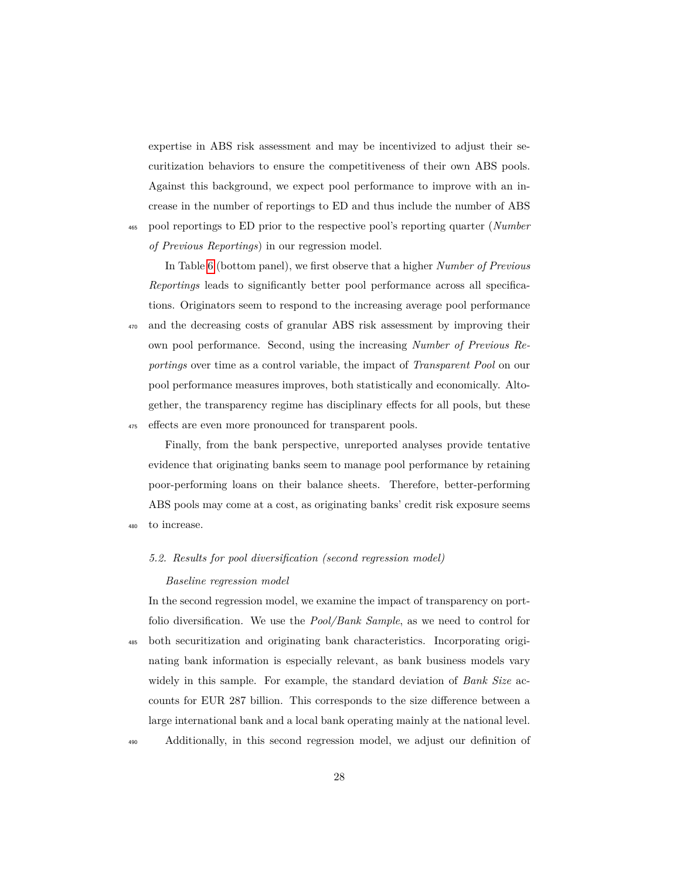expertise in ABS risk assessment and may be incentivized to adjust their securitization behaviors to ensure the competitiveness of their own ABS pools. Against this background, we expect pool performance to improve with an increase in the number of reportings to ED and thus include the number of ABS pool reportings to ED prior to the respective pool's reporting quarter (*Number of Previous Reportings*) in our regression model.

In Table 6 (bottom panel), we first observe that a higher *Number of Previous Reportings* leads to significantly better pool performance across all specifications. Originators seem to respond to the increasing average pool performance and the decreasing costs of granular ABS risk assessment by improving their own pool performance. Second, using the increasing *Number of Previous Reportings* over time as a control variable, the impact of *Transparent Pool* on our pool performance measures improves, both statistically and economically. Altogether, the transparency regime has disciplinary effects for all pools, but these effects are even more pronounced for transparent pools.

Finally, from the bank perspective, unreported analyses provide tentative evidence that originating banks seem to manage pool performance by retaining poor-performing loans on their balance sheets. Therefore, better-performing ABS pools may come at a cost, as originating banks' credit risk exposure seems to increase.

### 5.2. Results for pool diversification (second regression model)

*Baseline regression model*

In the second regression model, we examine the impact of transparency on portfolio diversification. We use the *Pool/Bank Sample*, as we need to control for both securitization and originating bank characteristics. Incorporating originating bank information is especially relevant, as bank business models vary widely in this sample. For example, the standard deviation of *Bank Size* accounts for EUR 287 billion. This corresponds to the size difference between a large international bank and a local bank operating mainly at the national level.

Additionally, in this second regression model, we adjust our definition of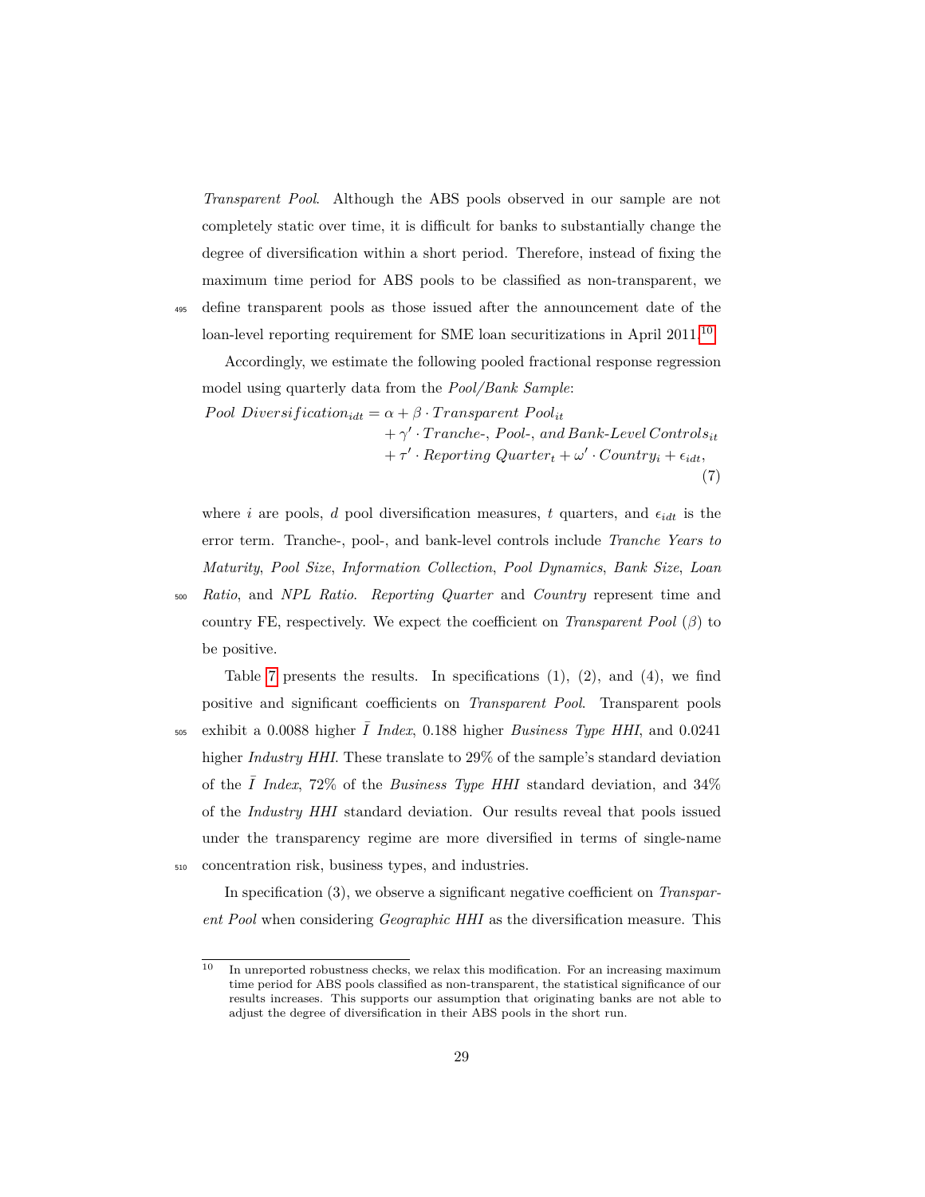*Transparent Pool*. Although the ABS pools observed in our sample are not completely static over time, it is difficult for banks to substantially change the degree of diversification within a short period. Therefore, instead of fixing the maximum time period for ABS pools to be classified as non-transparent, we define transparent pools as those issued after the announcement date of the loan-level reporting requirement for SME loan securitizations in April 2011.[10]

Accordingly, we estimate the following pooled fractional response regression model using quarterly data from the *Pool/Bank Sample*:

$$
\begin{aligned}
Pool\ Diversification_{idt} = \alpha &+ \beta \cdot Transparent\ Pool_{it} \\
&+ \gamma' \cdot Tranche\text{-},\ Pool\text{-},\ and\ Bank\text{-}Level\ Controls_{it} \\
&+ \tau' \cdot Reporting\ Quarter_t + \omega' \cdot Country_i + \epsilon_{idt},
\end{aligned}
\tag{7}
$$

where $i$ are pools, $d$ pool diversification measures, $t$ quarters, and $\epsilon_{idt}$ is the error term. Tranche-, pool-, and bank-level controls include *Tranche Years to Maturity*, *Pool Size*, *Information Collection*, *Pool Dynamics*, *Bank Size*, *Loan Ratio*, and *NPL Ratio*. *Reporting Quarter* and *Country* represent time and country FE, respectively. We expect the coefficient on *Transparent Pool* ($\beta$) to be positive.

Table 7 presents the results. In specifications (1), (2), and (4), we find positive and significant coefficients on *Transparent Pool*. Transparent pools exhibit a 0.0088 higher $\bar{I}$ *Index*, 0.188 higher *Business Type HHI*, and 0.0241 higher *Industry HHI*. These translate to 29% of the sample's standard deviation of the $\bar{I}$ *Index*, 72% of the *Business Type HHI* standard deviation, and 34% of the *Industry HHI* standard deviation. Our results reveal that pools issued under the transparency regime are more diversified in terms of single-name concentration risk, business types, and industries.

In specification (3), we observe a significant negative coefficient on *Transparent Pool* when considering *Geographic HHI* as the diversification measure. This

[10] In unreported robustness checks, we relax this modification. For an increasing maximum time period for ABS pools classified as non-transparent, the statistical significance of our results increases. This supports our assumption that originating banks are not able to adjust the degree of diversification in their ABS pools in the short run.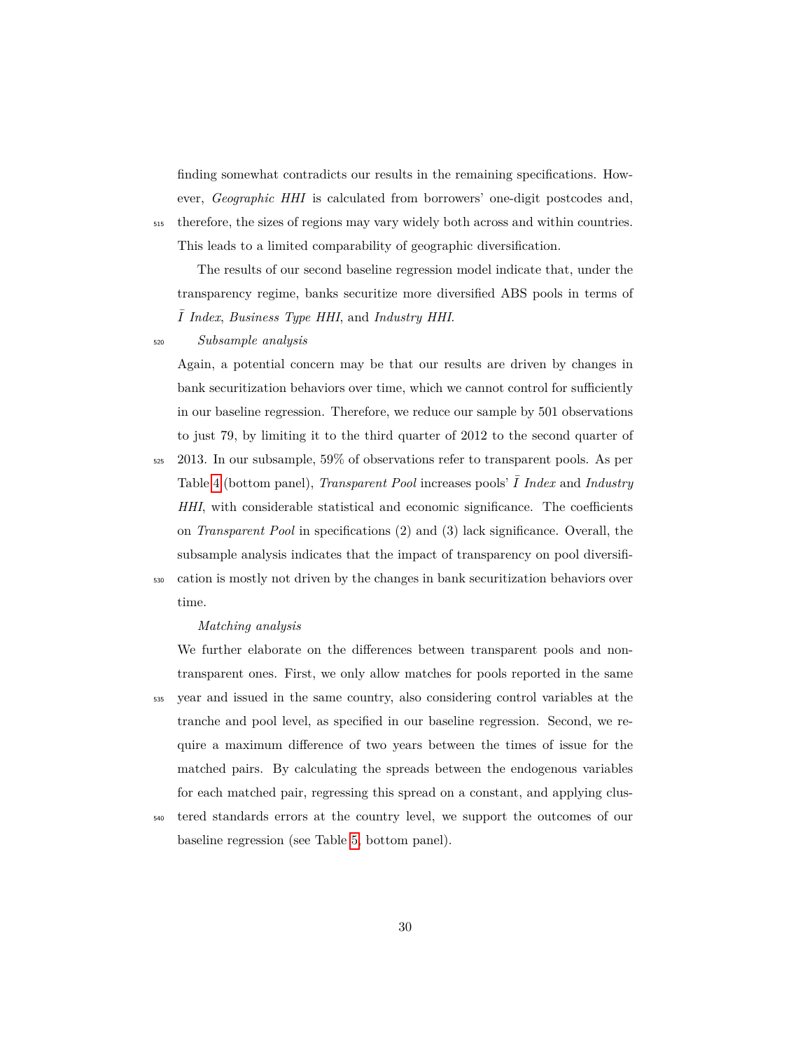finding somewhat contradicts our results in the remaining specifications. However, *Geographic HHI* is calculated from borrowers' one-digit postcodes and, therefore, the sizes of regions may vary widely both across and within countries. This leads to a limited comparability of geographic diversification.

The results of our second baseline regression model indicate that, under the transparency regime, banks securitize more diversified ABS pools in terms of $\bar{I}$ *Index*, *Business Type HHI*, and *Industry HHI*.

*Subsample analysis*

Again, a potential concern may be that our results are driven by changes in bank securitization behaviors over time, which we cannot control for sufficiently in our baseline regression. Therefore, we reduce our sample by 501 observations to just 79, by limiting it to the third quarter of 2012 to the second quarter of 2013. In our subsample, 59% of observations refer to transparent pools. As per Table 4 (bottom panel), *Transparent Pool* increases pools' $\bar{I}$ *Index* and *Industry HHI*, with considerable statistical and economic significance. The coefficients on *Transparent Pool* in specifications (2) and (3) lack significance. Overall, the subsample analysis indicates that the impact of transparency on pool diversification is mostly not driven by the changes in bank securitization behaviors over time.

*Matching analysis*

We further elaborate on the differences between transparent pools and non-transparent ones. First, we only allow matches for pools reported in the same year and issued in the same country, also considering control variables at the tranche and pool level, as specified in our baseline regression. Second, we require a maximum difference of two years between the times of issue for the matched pairs. By calculating the spreads between the endogenous variables for each matched pair, regressing this spread on a constant, and applying clustered standards errors at the country level, we support the outcomes of our baseline regression (see Table 5, bottom panel).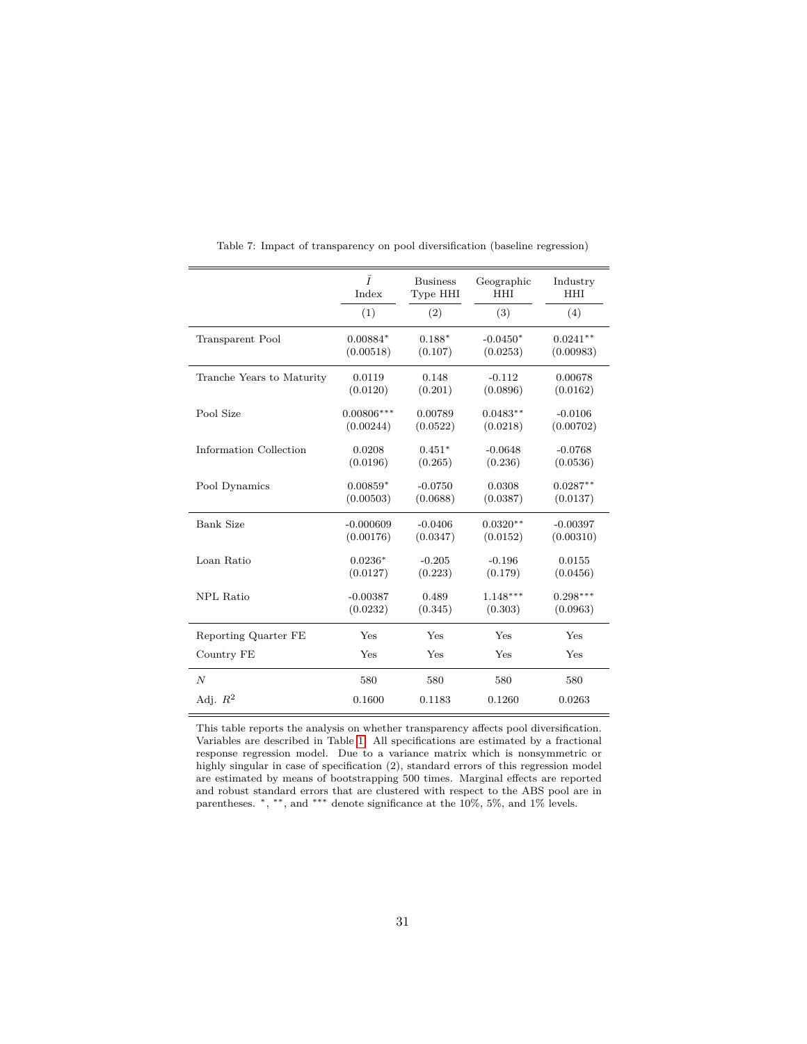Table 7: Impact of transparency on pool diversification (baseline regression)

| | $\bar{I}$ Index | Business Type HHI | Geographic HHI | Industry HHI |
|---|---|---|---|---|
| | (1) | (2) | (3) | (4) |
| Transparent Pool | 0.00884* | 0.188* | -0.0450* | 0.0241** |
| | (0.00518) | (0.107) | (0.0253) | (0.00983) |
| Tranche Years to Maturity | 0.0119 | 0.148 | -0.112 | 0.00678 |
| | (0.0120) | (0.201) | (0.0896) | (0.0162) |
| Pool Size | 0.00806*** | 0.00789 | 0.0483** | -0.0106 |
| | (0.00244) | (0.0522) | (0.0218) | (0.00702) |
| Information Collection | 0.0208 | 0.451* | -0.0648 | -0.0768 |
| | (0.0196) | (0.265) | (0.236) | (0.0536) |
| Pool Dynamics | 0.00859* | -0.0750 | 0.0308 | 0.0287** |
| | (0.00503) | (0.0688) | (0.0387) | (0.0137) |
| Bank Size | -0.000609 | -0.0406 | 0.0320** | -0.00397 |
| | (0.00176) | (0.0347) | (0.0152) | (0.00310) |
| Loan Ratio | 0.0236* | -0.205 | -0.196 | 0.0155 |
| | (0.0127) | (0.223) | (0.179) | (0.0456) |
| NPL Ratio | -0.00387 | 0.489 | 1.148*** | 0.298*** |
| | (0.0232) | (0.345) | (0.303) | (0.0963) |
| Reporting Quarter FE | Yes | Yes | Yes | Yes |
| Country FE | Yes | Yes | Yes | Yes |
| $N$ | 580 | 580 | 580 | 580 |
| Adj. $R^2$ | 0.1600 | 0.1183 | 0.1260 | 0.0263 |

This table reports the analysis on whether transparency affects pool diversification. Variables are described in Table 1. All specifications are estimated by a fractional response regression model. Due to a variance matrix which is nonsymmetric or highly singular in case of specification (2), standard errors of this regression model are estimated by means of bootstrapping 500 times. Marginal effects are reported and robust standard errors that are clustered with respect to the ABS pool are in parentheses. *, **, and *** denote significance at the 10%, 5%, and 1% levels.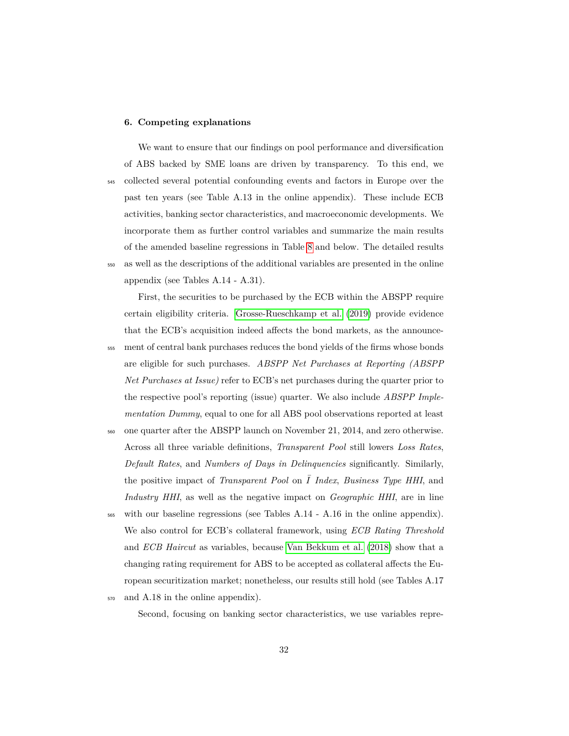### 6. Competing explanations

We want to ensure that our findings on pool performance and diversification of ABS backed by SME loans are driven by transparency. To this end, we collected several potential confounding events and factors in Europe over the past ten years (see Table A.13 in the online appendix). These include ECB activities, banking sector characteristics, and macroeconomic developments. We incorporate them as further control variables and summarize the main results of the amended baseline regressions in Table 8 and below. The detailed results as well as the descriptions of the additional variables are presented in the online appendix (see Tables A.14 - A.31).

First, the securities to be purchased by the ECB within the ABSPP require certain eligibility criteria. Grosse-Rueschkamp et al. (2019) provide evidence that the ECB's acquisition indeed affects the bond markets, as the announcement of central bank purchases reduces the bond yields of the firms whose bonds are eligible for such purchases. *ABSPP Net Purchases at Reporting (ABSPP Net Purchases at Issue)* refer to ECB's net purchases during the quarter prior to the respective pool's reporting (issue) quarter. We also include *ABSPP Implementation Dummy*, equal to one for all ABS pool observations reported at least one quarter after the ABSPP launch on November 21, 2014, and zero otherwise. Across all three variable definitions, *Transparent Pool* still lowers *Loss Rates*, *Default Rates*, and *Numbers of Days in Delinquencies* significantly. Similarly, the positive impact of *Transparent Pool* on $\bar{I}$ *Index*, *Business Type HHI*, and *Industry HHI*, as well as the negative impact on *Geographic HHI*, are in line with our baseline regressions (see Tables A.14 - A.16 in the online appendix). We also control for ECB's collateral framework, using *ECB Rating Threshold* and *ECB Haircut* as variables, because Van Bekkum et al. (2018) show that a changing rating requirement for ABS to be accepted as collateral affects the European securitization market; nonetheless, our results still hold (see Tables A.17 and A.18 in the online appendix).

Second, focusing on banking sector characteristics, we use variables repre-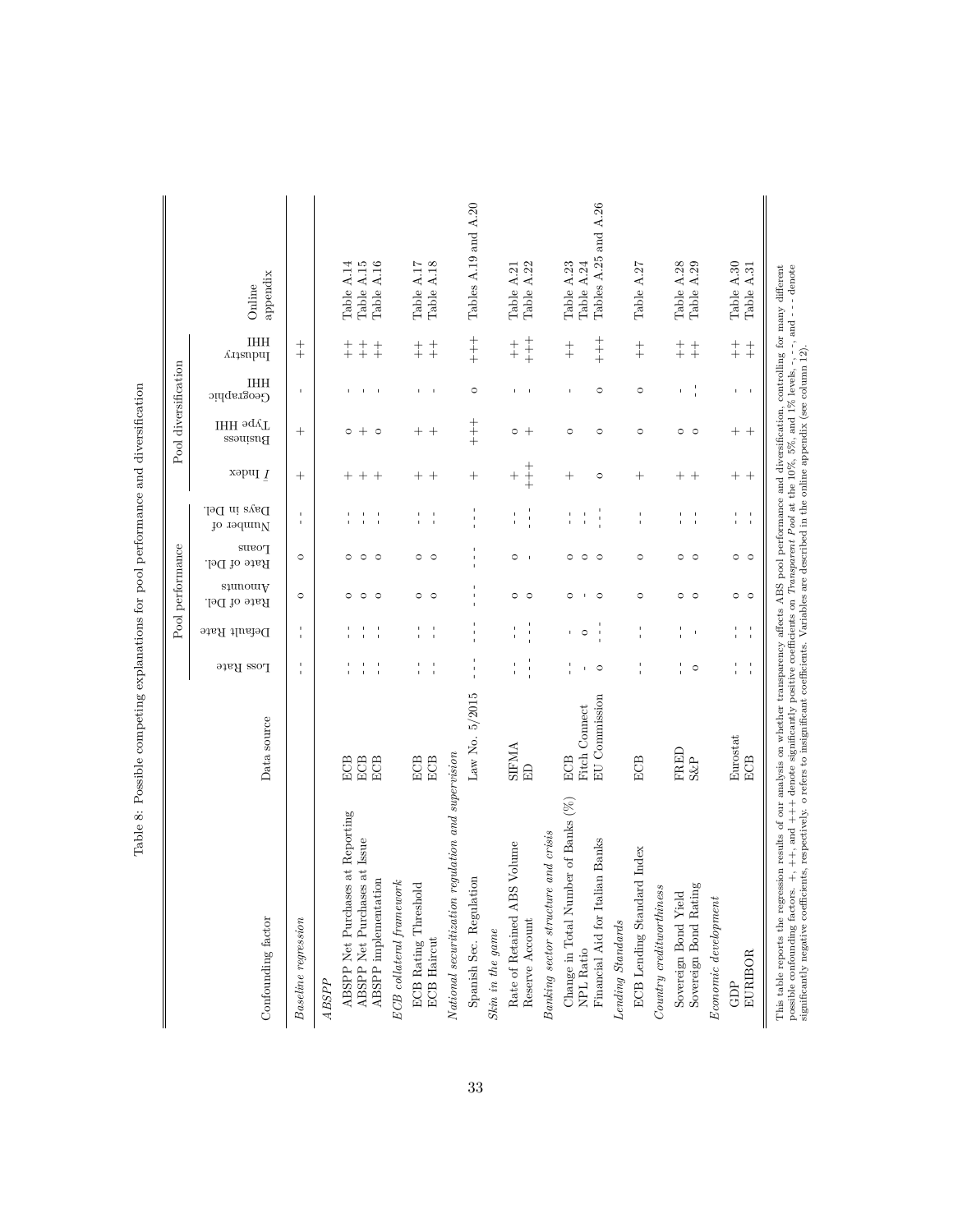Table 8: Possible competing explanations for pool performance and diversification

| Confounding factor | Data source | Pool performance | | | | | Pool diversification | | | | Online appendix |
|---|---|---|---|---|---|---|---|---|---|---|---|
| | | Loss Rate | Default Rate | Rate of Del. Amounts | Rate of Del. Loans | Number of Days in Del. | $\bar{I}$ Index | Business Type HHI | Geographic HHI | Industry HHI | |
| *Baseline regression* | | - - | - - | o | o | - - | + | + | - | ++ | |
| *ABSPP* | | | | | | | | | | | |
| ABSPP Net Purchases at Reporting | ECB | - - | - - | o | o | - - | + | o | - | ++ | Table A.14 |
| ABSPP Net Purchases at Issue | ECB | - - | - - | o | o | - - | + | + | - | ++ | Table A.15 |
| ABSPP implementation | ECB | - - | - - | o | o | - - | + | o | - | ++ | Table A.16 |
| *ECB collateral framework* | | | | | | | | | | | |
| ECB Rating Threshold | ECB | - - | - - | o | o | - - | + | + | - | ++ | Table A.17 |
| ECB Haircut | ECB | - - | - - | o | o | - - | + | + | - | ++ | Table A.18 |
| *National securitization regulation and supervision* | | | | | | | | | | | |
| Spanish Sec. Regulation | Law No. 5/2015 | - - - | - - - | - - - | - - - | - - - | + | +++ | o | +++ | Tables A.19 and A.20 |
| *Skin in the game* | | | | | | | | | | | |
| Rate of Retained ABS Volume | SIFMA | - - | - - | o | o | - - | + | o | - | ++ | Table A.21 |
| Reserve Account | ED | - - - | - - - | o | - | - - - | +++ | + | - | +++ | Table A.22 |
| *Banking sector structure and crisis* | | | | | | | | | | | |
| Change in Total Number of Banks (%) | ECB | - - | - | o | o | - - | + | o | - | ++ | Table A.23 |
| NPL Ratio | Fitch Connect | - | o | - | o | - - | | | | | Table A.24 |
| Financial Aid for Italian Banks | EU Commission | o | - - - | o | o | - - - | o | o | o | +++ | Tables A.25 and A.26 |
| *Lending Standards* | | | | | | | | | | | |
| ECB Lending Standard Index | ECB | - - | - - | o | o | - - | + | o | o | ++ | Table A.27 |
| *Country creditworthiness* | | | | | | | | | | | |
| Sovereign Bond Yield | FRED | - - | - - | o | o | - - | + | o | - | ++ | Table A.28 |
| Sovereign Bond Rating | S&P | o | - | o | o | - - | + | o | - - | ++ | Table A.29 |
| *Economic development* | | | | | | | | | | | |
| GDP | Eurostat | - - | - - | o | o | - - | + | + | - | ++ | Table A.30 |
| EURIBOR | ECB | - - | - - | o | o | - - | + | + | - | ++ | Table A.31 |

This table reports the regression results of our analysis on whether transparency affects ABS pool performance and diversification, controlling for many different possible confounding factors. +, ++, and +++ denote significantly positive coefficients on *Transparent Pool* at the 10%, 5%, and 1% levels, -, - -, and - - - denote significantly negative coefficients, respectively. o refers to insignificant coefficients. Variables are described in the online appendix (see column 12).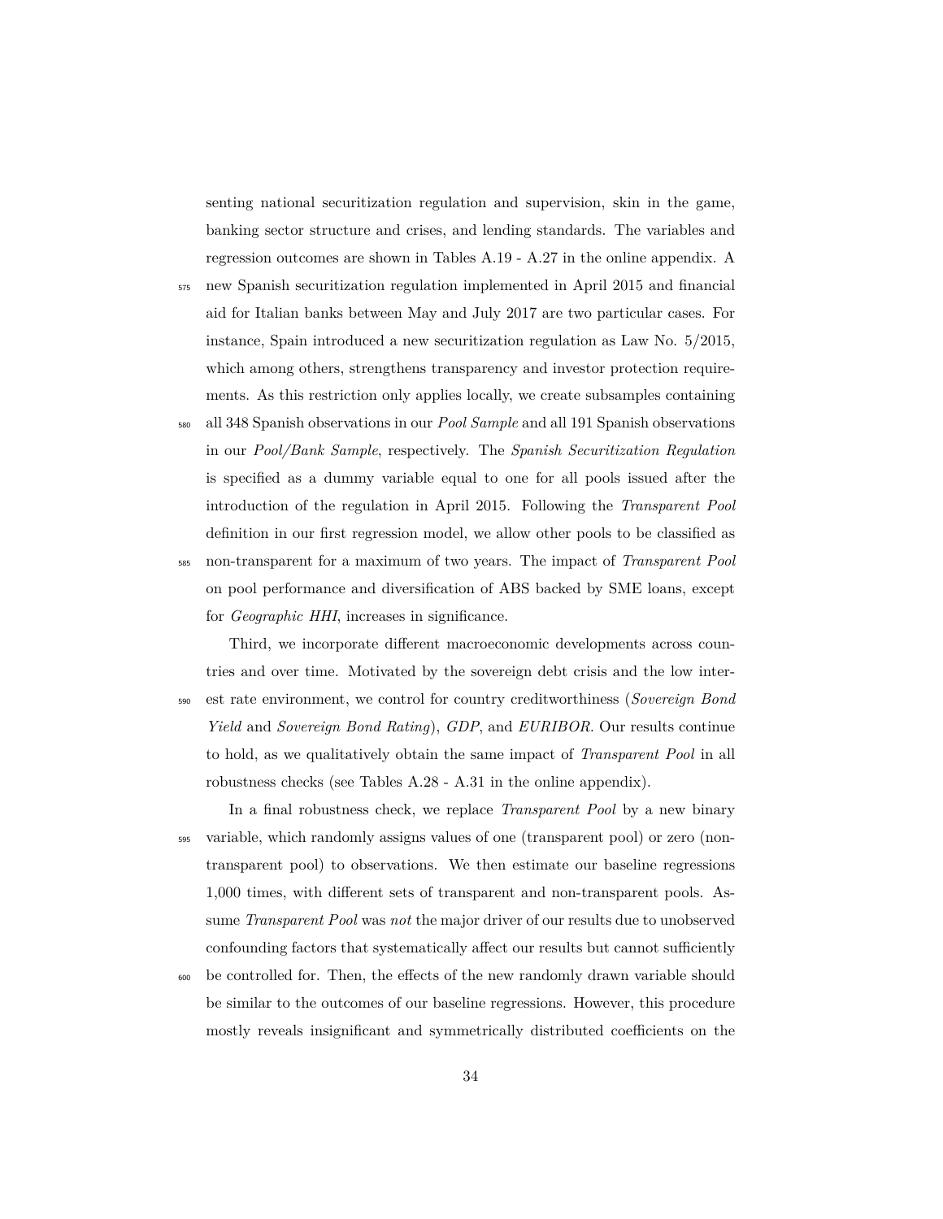senting national securitization regulation and supervision, skin in the game, banking sector structure and crises, and lending standards. The variables and regression outcomes are shown in Tables A.19 - A.27 in the online appendix. A new Spanish securitization regulation implemented in April 2015 and financial aid for Italian banks between May and July 2017 are two particular cases. For instance, Spain introduced a new securitization regulation as Law No. 5/2015, which among others, strengthens transparency and investor protection requirements. As this restriction only applies locally, we create subsamples containing all 348 Spanish observations in our *Pool Sample* and all 191 Spanish observations in our *Pool/Bank Sample*, respectively. The *Spanish Securitization Regulation* is specified as a dummy variable equal to one for all pools issued after the introduction of the regulation in April 2015. Following the *Transparent Pool* definition in our first regression model, we allow other pools to be classified as non-transparent for a maximum of two years. The impact of *Transparent Pool* on pool performance and diversification of ABS backed by SME loans, except for *Geographic HHI*, increases in significance.

Third, we incorporate different macroeconomic developments across countries and over time. Motivated by the sovereign debt crisis and the low interest rate environment, we control for country creditworthiness (*Sovereign Bond Yield* and *Sovereign Bond Rating*), *GDP*, and *EURIBOR*. Our results continue to hold, as we qualitatively obtain the same impact of *Transparent Pool* in all robustness checks (see Tables A.28 - A.31 in the online appendix).

In a final robustness check, we replace *Transparent Pool* by a new binary variable, which randomly assigns values of one (transparent pool) or zero (non-transparent pool) to observations. We then estimate our baseline regressions 1,000 times, with different sets of transparent and non-transparent pools. Assume *Transparent Pool* was *not* the major driver of our results due to unobserved confounding factors that systematically affect our results but cannot sufficiently be controlled for. Then, the effects of the new randomly drawn variable should be similar to the outcomes of our baseline regressions. However, this procedure mostly reveals insignificant and symmetrically distributed coefficients on the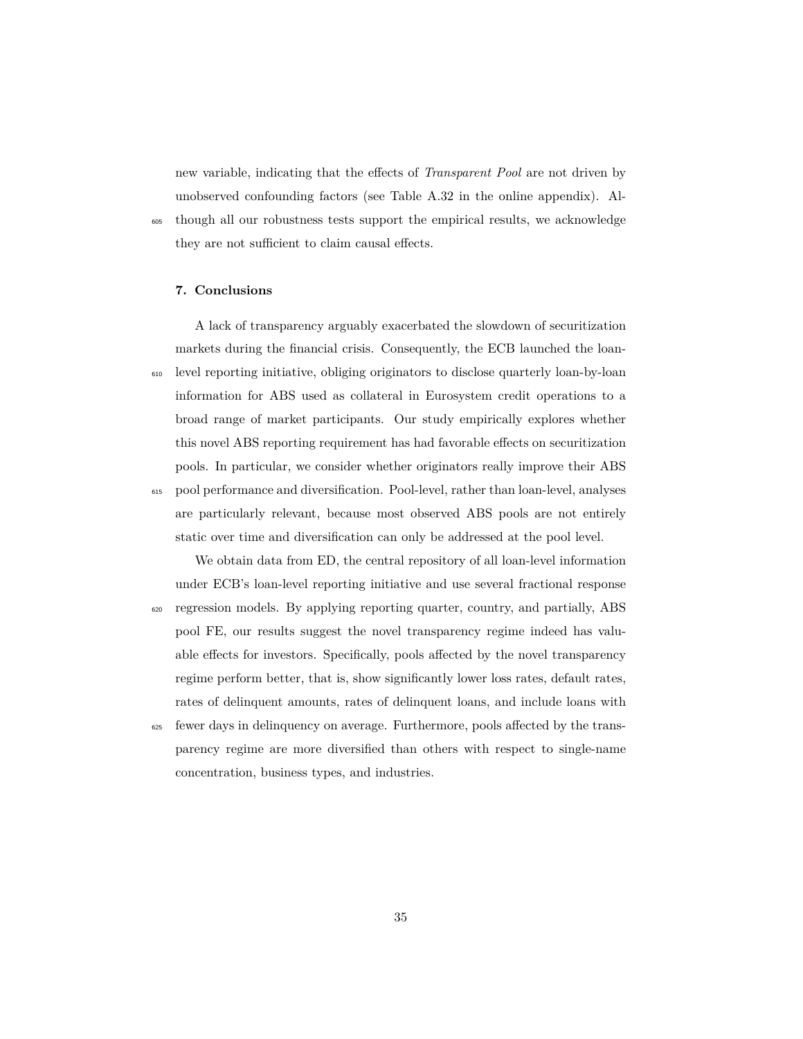new variable, indicating that the effects of *Transparent Pool* are not driven by unobserved confounding factors (see Table A.32 in the online appendix). Although all our robustness tests support the empirical results, we acknowledge they are not sufficient to claim causal effects.

## 7. Conclusions

A lack of transparency arguably exacerbated the slowdown of securitization markets during the financial crisis. Consequently, the ECB launched the loan-level reporting initiative, obliging originators to disclose quarterly loan-by-loan information for ABS used as collateral in Eurosystem credit operations to a broad range of market participants. Our study empirically explores whether this novel ABS reporting requirement has had favorable effects on securitization pools. In particular, we consider whether originators really improve their ABS pool performance and diversification. Pool-level, rather than loan-level, analyses are particularly relevant, because most observed ABS pools are not entirely static over time and diversification can only be addressed at the pool level.

We obtain data from ED, the central repository of all loan-level information under ECB's loan-level reporting initiative and use several fractional response regression models. By applying reporting quarter, country, and partially, ABS pool FE, our results suggest the novel transparency regime indeed has valuable effects for investors. Specifically, pools affected by the novel transparency regime perform better, that is, show significantly lower loss rates, default rates, rates of delinquent amounts, rates of delinquent loans, and include loans with fewer days in delinquency on average. Furthermore, pools affected by the transparency regime are more diversified than others with respect to single-name concentration, business types, and industries.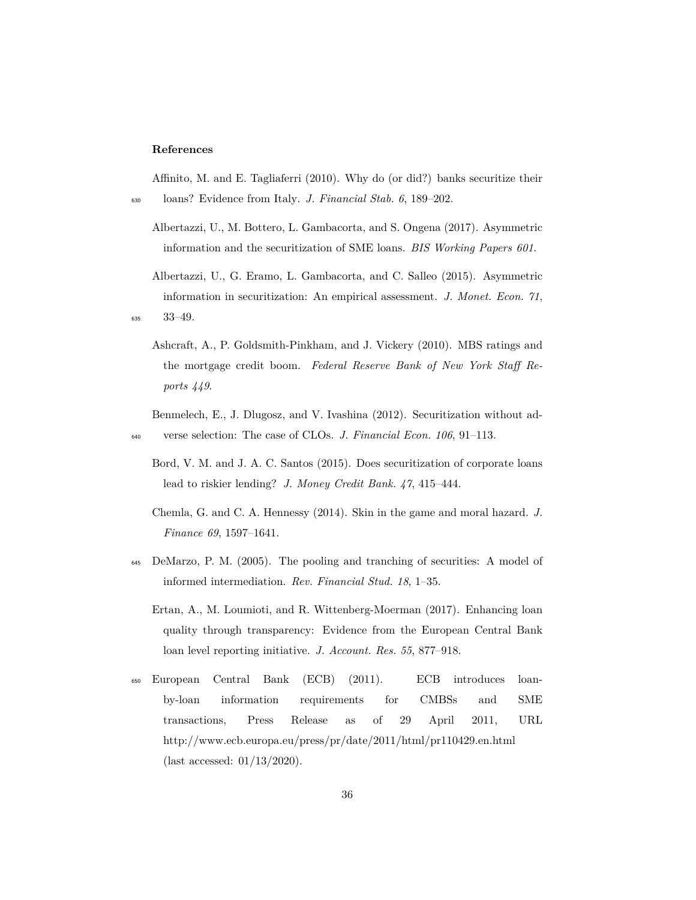## References

Affinito, M. and E. Tagliaferri (2010). Why do (or did?) banks securitize their loans? Evidence from Italy. *J. Financial Stab. 6*, 189–202.

Albertazzi, U., M. Bottero, L. Gambacorta, and S. Ongena (2017). Asymmetric information and the securitization of SME loans. *BIS Working Papers 601.*

Albertazzi, U., G. Eramo, L. Gambacorta, and C. Salleo (2015). Asymmetric information in securitization: An empirical assessment. *J. Monet. Econ. 71*, 33–49.

Ashcraft, A., P. Goldsmith-Pinkham, and J. Vickery (2010). MBS ratings and the mortgage credit boom. *Federal Reserve Bank of New York Staff Reports 449*.

Benmelech, E., J. Dlugosz, and V. Ivashina (2012). Securitization without adverse selection: The case of CLOs. *J. Financial Econ. 106*, 91–113.

Bord, V. M. and J. A. C. Santos (2015). Does securitization of corporate loans lead to riskier lending? *J. Money Credit Bank. 47*, 415–444.

Chemla, G. and C. A. Hennessy (2014). Skin in the game and moral hazard. *J. Finance 69*, 1597–1641.

DeMarzo, P. M. (2005). The pooling and tranching of securities: A model of informed intermediation. *Rev. Financial Stud. 18*, 1–35.

Ertan, A., M. Loumioti, and R. Wittenberg-Moerman (2017). Enhancing loan quality through transparency: Evidence from the European Central Bank loan level reporting initiative. *J. Account. Res. 55*, 877–918.

European Central Bank (ECB) (2011). ECB introduces loan-by-loan information requirements for CMBSs and SME transactions, Press Release as of 29 April 2011, URL http://www.ecb.europa.eu/press/pr/date/2011/html/pr110429.en.html (last accessed: 01/13/2020).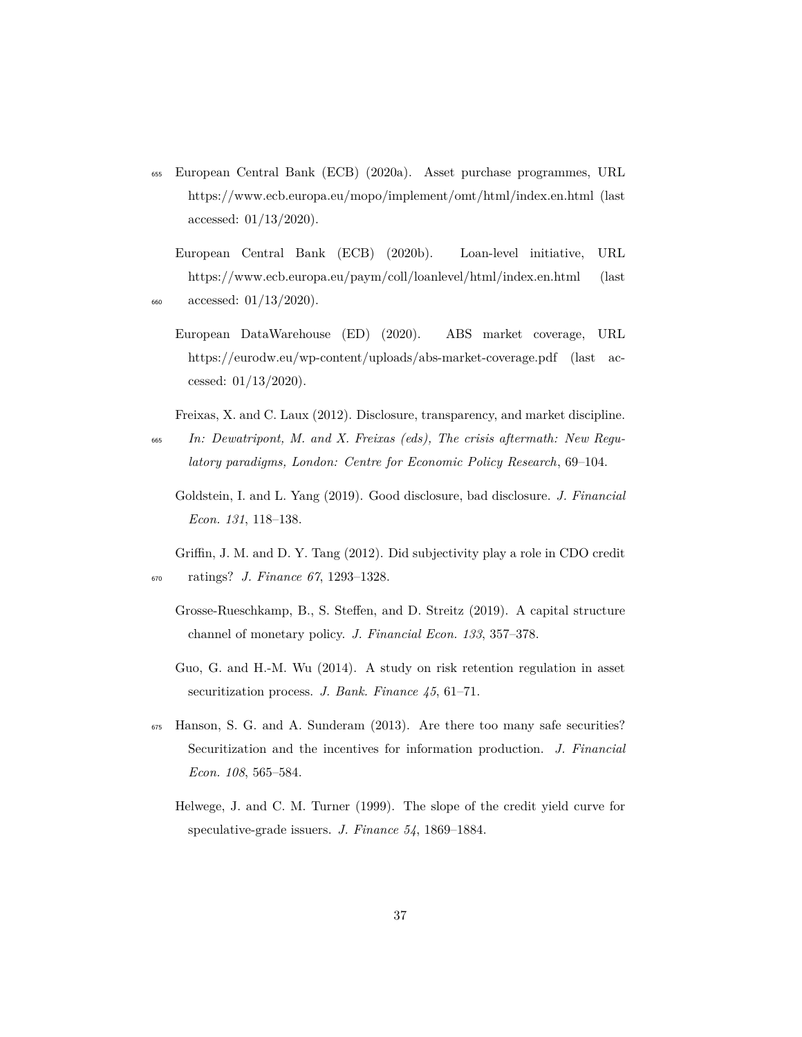European Central Bank (ECB) (2020a). Asset purchase programmes, URL https://www.ecb.europa.eu/mopo/implement/omt/html/index.en.html (last accessed: 01/13/2020).

European Central Bank (ECB) (2020b). Loan-level initiative, URL https://www.ecb.europa.eu/paym/coll/loanlevel/html/index.en.html (last accessed: 01/13/2020).

European DataWarehouse (ED) (2020). ABS market coverage, URL https://eurodw.eu/wp-content/uploads/abs-market-coverage.pdf (last accessed: 01/13/2020).

Freixas, X. and C. Laux (2012). Disclosure, transparency, and market discipline. *In: Dewatripont, M. and X. Freixas (eds), The crisis aftermath: New Regulatory paradigms, London: Centre for Economic Policy Research*, 69–104.

Goldstein, I. and L. Yang (2019). Good disclosure, bad disclosure. *J. Financial Econ. 131*, 118–138.

Griffin, J. M. and D. Y. Tang (2012). Did subjectivity play a role in CDO credit ratings? *J. Finance 67*, 1293–1328.

Grosse-Rueschkamp, B., S. Steffen, and D. Streitz (2019). A capital structure channel of monetary policy. *J. Financial Econ. 133*, 357–378.

Guo, G. and H.-M. Wu (2014). A study on risk retention regulation in asset securitization process. *J. Bank. Finance 45*, 61–71.

Hanson, S. G. and A. Sunderam (2013). Are there too many safe securities? Securitization and the incentives for information production. *J. Financial Econ. 108*, 565–584.

Helwege, J. and C. M. Turner (1999). The slope of the credit yield curve for speculative-grade issuers. *J. Finance 54*, 1869–1884.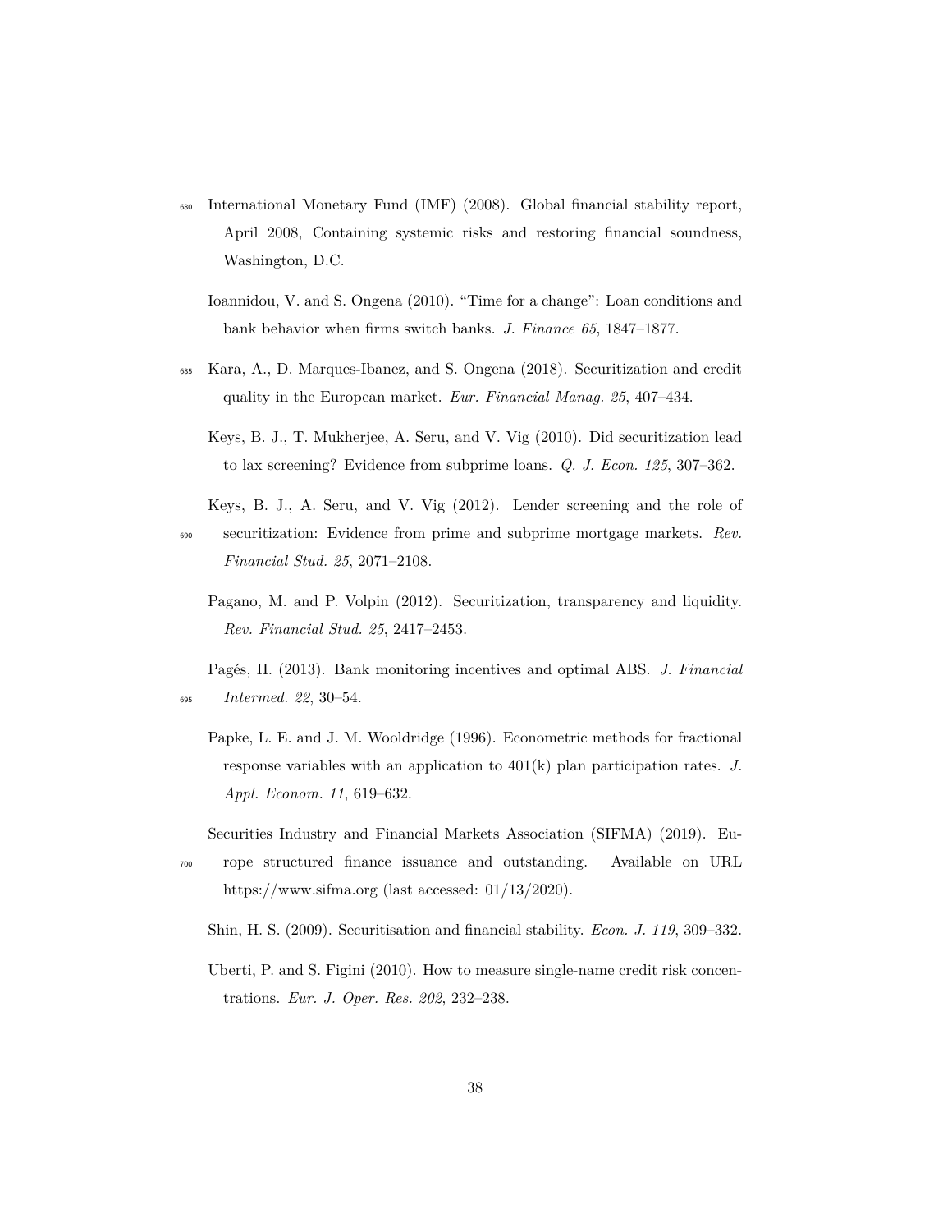International Monetary Fund (IMF) (2008). Global financial stability report, April 2008, Containing systemic risks and restoring financial soundness, Washington, D.C.

Ioannidou, V. and S. Ongena (2010). "Time for a change": Loan conditions and bank behavior when firms switch banks. *J. Finance 65*, 1847–1877.

Kara, A., D. Marques-Ibanez, and S. Ongena (2018). Securitization and credit quality in the European market. *Eur. Financial Manag. 25*, 407–434.

Keys, B. J., T. Mukherjee, A. Seru, and V. Vig (2010). Did securitization lead to lax screening? Evidence from subprime loans. *Q. J. Econ. 125*, 307–362.

Keys, B. J., A. Seru, and V. Vig (2012). Lender screening and the role of securitization: Evidence from prime and subprime mortgage markets. *Rev. Financial Stud. 25*, 2071–2108.

Pagano, M. and P. Volpin (2012). Securitization, transparency and liquidity. *Rev. Financial Stud. 25*, 2417–2453.

Pagés, H. (2013). Bank monitoring incentives and optimal ABS. *J. Financial Intermed. 22*, 30–54.

Papke, L. E. and J. M. Wooldridge (1996). Econometric methods for fractional response variables with an application to 401(k) plan participation rates. *J. Appl. Econom. 11*, 619–632.

Securities Industry and Financial Markets Association (SIFMA) (2019). Europe structured finance issuance and outstanding. Available on URL https://www.sifma.org (last accessed: 01/13/2020).

Shin, H. S. (2009). Securitisation and financial stability. *Econ. J. 119*, 309–332.

Uberti, P. and S. Figini (2010). How to measure single-name credit risk concentrations. *Eur. J. Oper. Res. 202*, 232–238.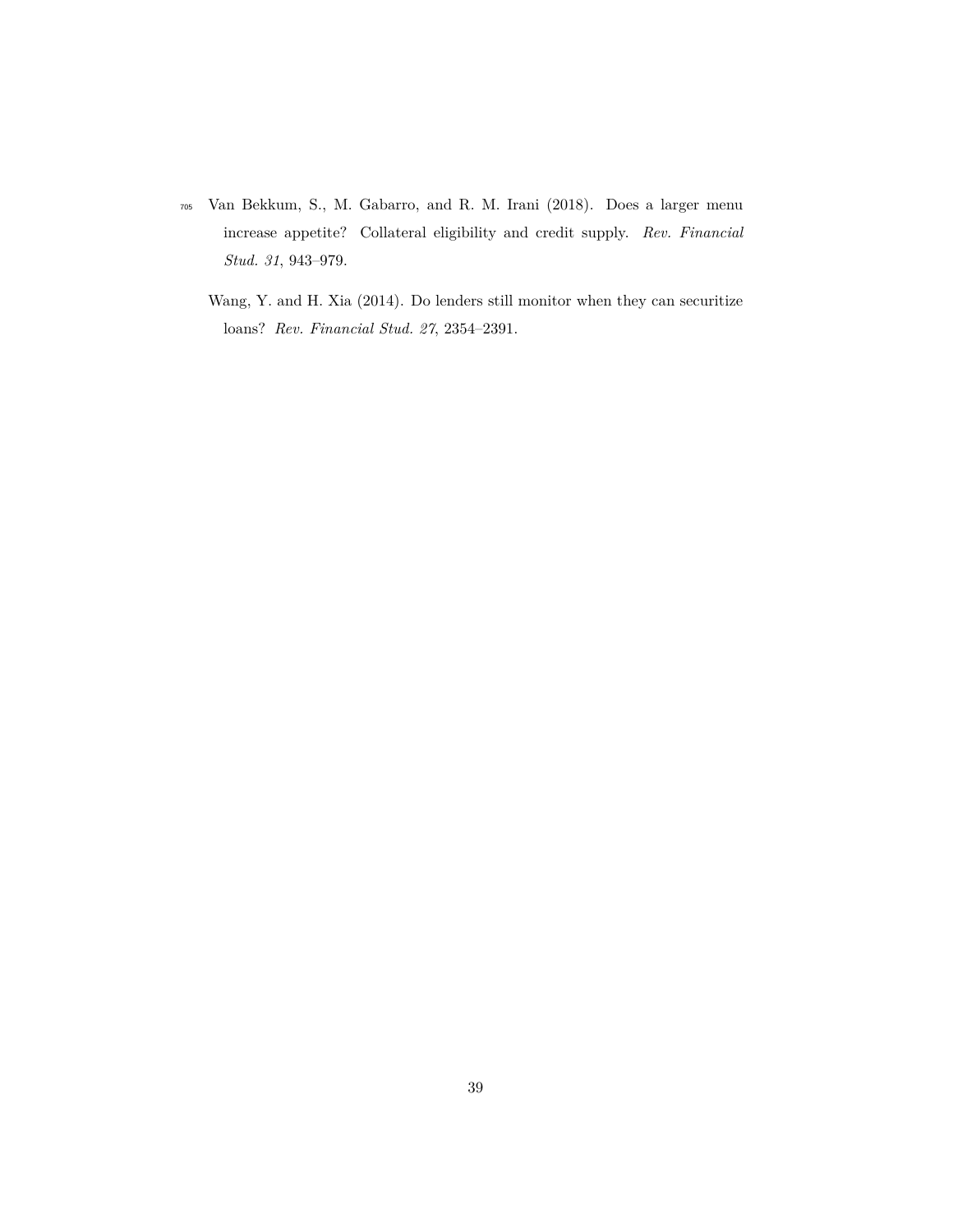Van Bekkum, S., M. Gabarro, and R. M. Irani (2018). Does a larger menu increase appetite? Collateral eligibility and credit supply. *Rev. Financial Stud. 31*, 943–979.

Wang, Y. and H. Xia (2014). Do lenders still monitor when they can securitize loans? *Rev. Financial Stud. 27*, 2354–2391.